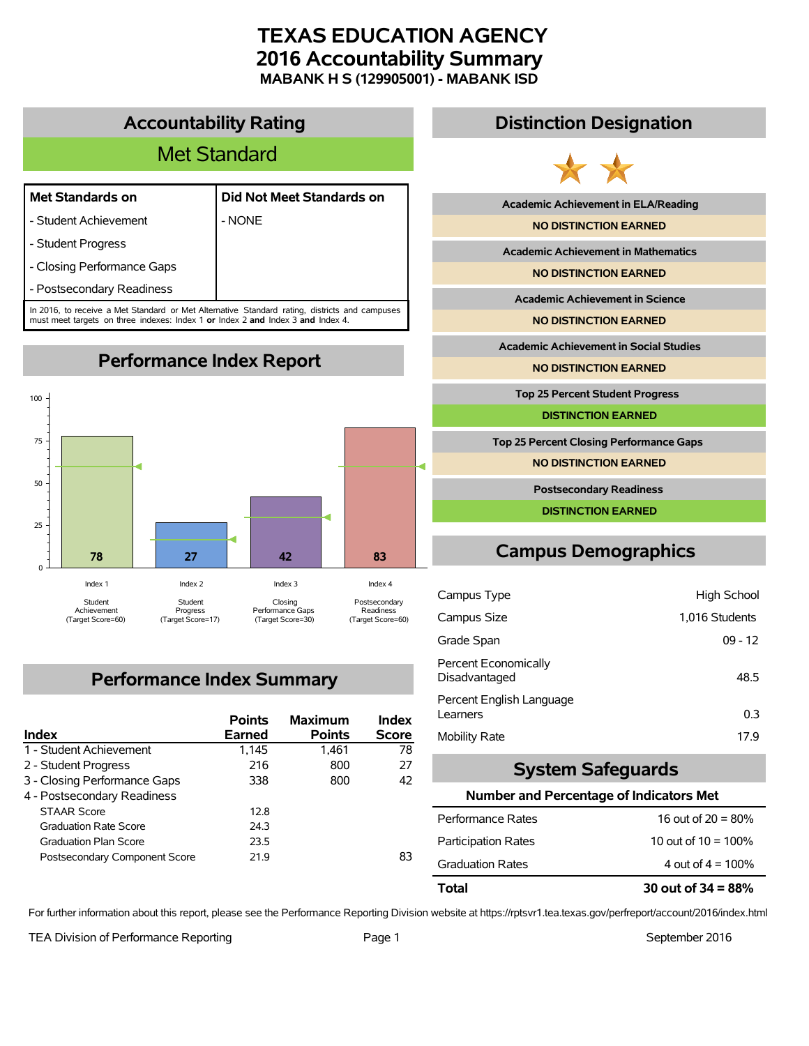# TEXAS EDUCATION AGENCY
# 2016 Accountability Summary
### MABANK H S (129905001) - MABANK ISD

## Accountability Rating

**Met Standard**

| Met Standards on | Did Not Meet Standards on |
|---|---|
| - Student Achievement | - NONE |
| - Student Progress | |
| - Closing Performance Gaps | |
| - Postsecondary Readiness | |

In 2016, to receive a Met Standard or Met Alternative Standard rating, districts and campuses must meet targets on three indexes: Index 1 **or** Index 2 **and** Index 3 **and** Index 4.

## Performance Index Report

| Index | Score | Target Score |
|---|---|---|
| Index 1 – Student Achievement | 78 | 60 |
| Index 2 – Student Progress | 27 | 17 |
| Index 3 – Closing Performance Gaps | 42 | 30 |
| Index 4 – Postsecondary Readiness | 83 | 60 |

## Performance Index Summary

| Index | Points Earned | Maximum Points | Index Score |
|---|---|---|---|
| 1 - Student Achievement | 1,145 | 1,461 | 78 |
| 2 - Student Progress | 216 | 800 | 27 |
| 3 - Closing Performance Gaps | 338 | 800 | 42 |
| 4 - Postsecondary Readiness | | | |
| STAAR Score | 12.8 | | |
| Graduation Rate Score | 24.3 | | |
| Graduation Plan Score | 23.5 | | |
| Postsecondary Component Score | 21.9 | | 83 |

## Distinction Designation

| Distinction | Status |
|---|---|
| Academic Achievement in ELA/Reading | NO DISTINCTION EARNED |
| Academic Achievement in Mathematics | NO DISTINCTION EARNED |
| Academic Achievement in Science | NO DISTINCTION EARNED |
| Academic Achievement in Social Studies | NO DISTINCTION EARNED |
| Top 25 Percent Student Progress | DISTINCTION EARNED |
| Top 25 Percent Closing Performance Gaps | NO DISTINCTION EARNED |
| Postsecondary Readiness | DISTINCTION EARNED |

## Campus Demographics

| | |
|---|---|
| Campus Type | High School |
| Campus Size | 1,016 Students |
| Grade Span | 09 - 12 |
| Percent Economically Disadvantaged | 48.5 |
| Percent English Language Learners | 0.3 |
| Mobility Rate | 17.9 |

## System Safeguards

**Number and Percentage of Indicators Met**

| | |
|---|---|
| Performance Rates | 16 out of 20 = 80% |
| Participation Rates | 10 out of 10 = 100% |
| Graduation Rates | 4 out of 4 = 100% |
| **Total** | **30 out of 34 = 88%** |

For further information about this report, please see the Performance Reporting Division website at https://rptsvr1.tea.texas.gov/perfreport/account/2016/index.html

TEA Division of Performance Reporting — September 2016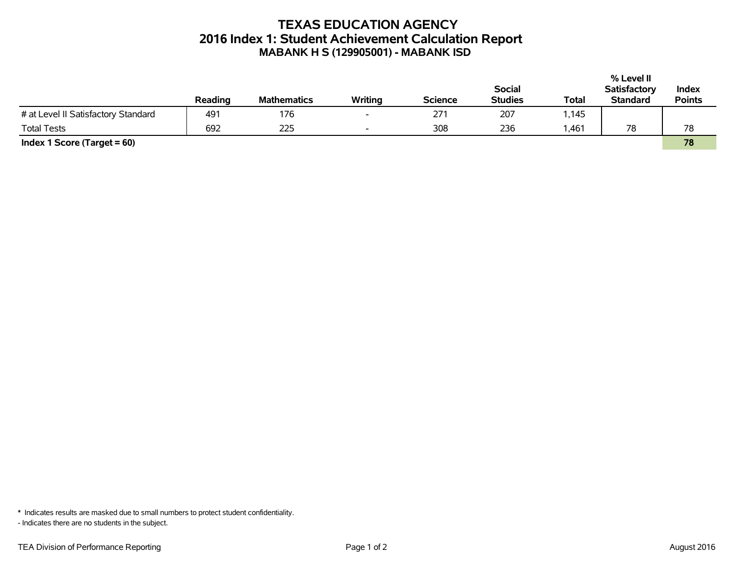# TEXAS EDUCATION AGENCY
## 2016 Index 1: Student Achievement Calculation Report
### MABANK H S (129905001) - MABANK ISD

| | Reading | Mathematics | Writing | Science | Social Studies | Total | % Level II Satisfactory Standard | Index Points |
|---|---|---|---|---|---|---|---|---|
| # at Level II Satisfactory Standard | 491 | 176 | - | 271 | 207 | 1,145 | | |
| Total Tests | 692 | 225 | - | 308 | 236 | 1,461 | 78 | 78 |
| **Index 1 Score (Target = 60)** | | | | | | | | **78** |

\* Indicates results are masked due to small numbers to protect student confidentiality.

- Indicates there are no students in the subject.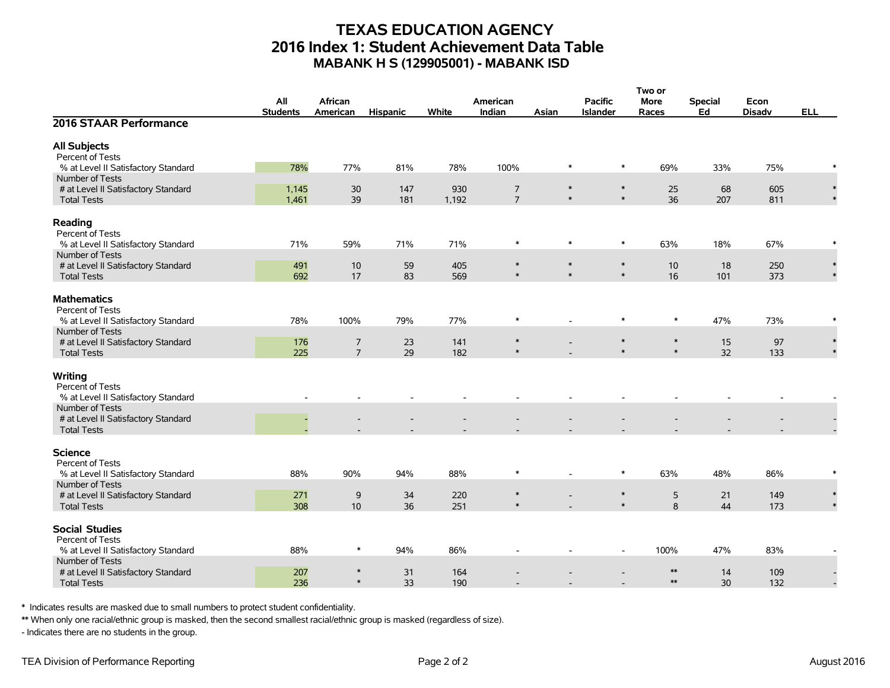# TEXAS EDUCATION AGENCY
## 2016 Index 1: Student Achievement Data Table
### MABANK H S (129905001) - MABANK ISD

| 2016 STAAR Performance | All Students | African American | Hispanic | White | American Indian | Asian | Pacific Islander | Two or More Races | Special Ed | Econ Disadv | ELL |
|---|---|---|---|---|---|---|---|---|---|---|---|
| **All Subjects** | | | | | | | | | | | |
| Percent of Tests | | | | | | | | | | | |
| % at Level II Satisfactory Standard | 78% | 77% | 81% | 78% | 100% | * | * | 69% | 33% | 75% | * |
| Number of Tests | | | | | | | | | | | |
| # at Level II Satisfactory Standard | 1,145 | 30 | 147 | 930 | 7 | * | * | 25 | 68 | 605 | * |
| Total Tests | 1,461 | 39 | 181 | 1,192 | 7 | * | * | 36 | 207 | 811 | * |
| **Reading** | | | | | | | | | | | |
| Percent of Tests | | | | | | | | | | | |
| % at Level II Satisfactory Standard | 71% | 59% | 71% | 71% | * | * | * | 63% | 18% | 67% | * |
| Number of Tests | | | | | | | | | | | |
| # at Level II Satisfactory Standard | 491 | 10 | 59 | 405 | * | * | * | 10 | 18 | 250 | * |
| Total Tests | 692 | 17 | 83 | 569 | * | * | * | 16 | 101 | 373 | * |
| **Mathematics** | | | | | | | | | | | |
| Percent of Tests | | | | | | | | | | | |
| % at Level II Satisfactory Standard | 78% | 100% | 79% | 77% | * | - | * | * | 47% | 73% | * |
| Number of Tests | | | | | | | | | | | |
| # at Level II Satisfactory Standard | 176 | 7 | 23 | 141 | * | - | * | * | 15 | 97 | * |
| Total Tests | 225 | 7 | 29 | 182 | * | - | * | * | 32 | 133 | * |
| **Writing** | | | | | | | | | | | |
| Percent of Tests | | | | | | | | | | | |
| % at Level II Satisfactory Standard | - | - | - | - | - | - | - | - | - | - | - |
| Number of Tests | | | | | | | | | | | |
| # at Level II Satisfactory Standard | - | - | - | - | - | - | - | - | - | - | - |
| Total Tests | - | - | - | - | - | - | - | - | - | - | - |
| **Science** | | | | | | | | | | | |
| Percent of Tests | | | | | | | | | | | |
| % at Level II Satisfactory Standard | 88% | 90% | 94% | 88% | * | - | * | 63% | 48% | 86% | * |
| Number of Tests | | | | | | | | | | | |
| # at Level II Satisfactory Standard | 271 | 9 | 34 | 220 | * | - | * | 5 | 21 | 149 | * |
| Total Tests | 308 | 10 | 36 | 251 | * | - | * | 8 | 44 | 173 | * |
| **Social Studies** | | | | | | | | | | | |
| Percent of Tests | | | | | | | | | | | |
| % at Level II Satisfactory Standard | 88% | * | 94% | 86% | - | - | - | 100% | 47% | 83% | - |
| Number of Tests | | | | | | | | | | | |
| # at Level II Satisfactory Standard | 207 | * | 31 | 164 | - | - | - | ** | 14 | 109 | - |
| Total Tests | 236 | * | 33 | 190 | - | - | - | ** | 30 | 132 | - |

\* Indicates results are masked due to small numbers to protect student confidentiality.

\*\* When only one racial/ethnic group is masked, then the second smallest racial/ethnic group is masked (regardless of size).

\- Indicates there are no students in the group.

TEA Division of Performance Reporting — August 2016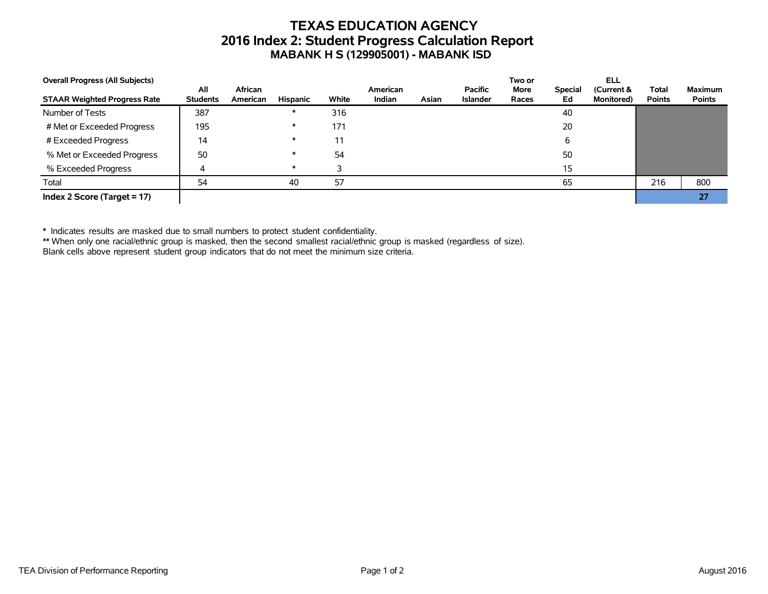# TEXAS EDUCATION AGENCY
## 2016 Index 2: Student Progress Calculation Report
### MABANK H S (129905001) - MABANK ISD

| **Overall Progress (All Subjects)**<br>**STAAR Weighted Progress Rate** | All Students | African American | Hispanic | White | American Indian | Asian | Pacific Islander | Two or More Races | Special Ed | ELL (Current & Monitored) | Total Points | Maximum Points |
|---|---|---|---|---|---|---|---|---|---|---|---|---|
| Number of Tests | 387 | | * | 316 | | | | | 40 | | | |
| # Met or Exceeded Progress | 195 | | * | 171 | | | | | 20 | | | |
| # Exceeded Progress | 14 | | * | 11 | | | | | 6 | | | |
| % Met or Exceeded Progress | 50 | | * | 54 | | | | | 50 | | | |
| % Exceeded Progress | 4 | | * | 3 | | | | | 15 | | | |
| Total | 54 | | 40 | 57 | | | | | 65 | | 216 | 800 |
| **Index 2 Score (Target = 17)** | | | | | | | | | | | | **27** |

\* Indicates results are masked due to small numbers to protect student confidentiality.
** When only one racial/ethnic group is masked, then the second smallest racial/ethnic group is masked (regardless of size).
Blank cells above represent student group indicators that do not meet the minimum size criteria.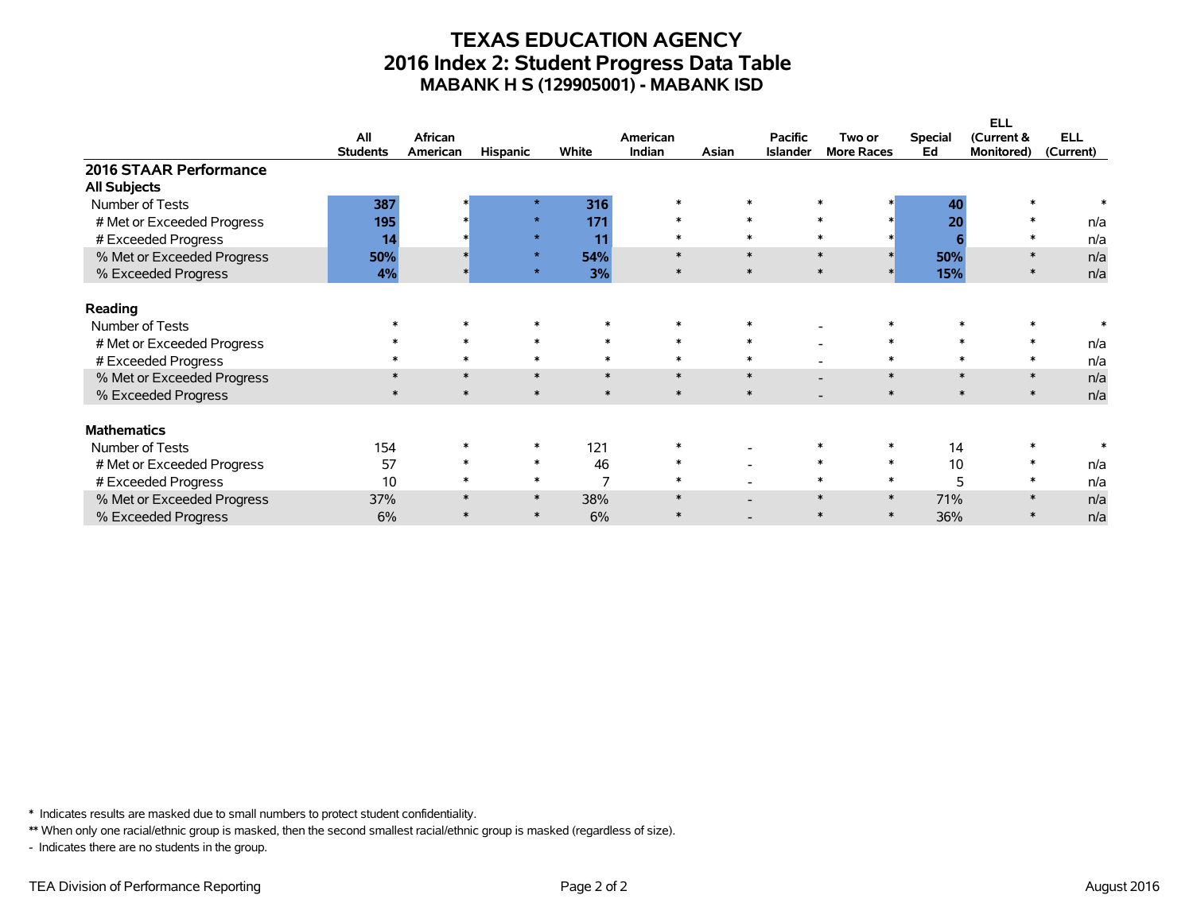# TEXAS EDUCATION AGENCY
## 2016 Index 2: Student Progress Data Table
### MABANK H S (129905001) - MABANK ISD

| | All Students | African American | Hispanic | White | American Indian | Asian | Pacific Islander | Two or More Races | Special Ed | ELL (Current & Monitored) | ELL (Current) |
|---|---|---|---|---|---|---|---|---|---|---|---|
| **2016 STAAR Performance** | | | | | | | | | | | |
| **All Subjects** | | | | | | | | | | | |
| Number of Tests | **387** | * | * | **316** | * | * | * | * | **40** | * | * |
| # Met or Exceeded Progress | **195** | * | * | **171** | * | * | * | * | **20** | * | n/a |
| # Exceeded Progress | **14** | * | * | **11** | * | * | * | * | **6** | * | n/a |
| % Met or Exceeded Progress | **50%** | * | * | **54%** | * | * | * | * | **50%** | * | n/a |
| % Exceeded Progress | **4%** | * | * | **3%** | * | * | * | * | **15%** | * | n/a |
| **Reading** | | | | | | | | | | | |
| Number of Tests | * | * | * | * | * | * | - | * | * | * | * |
| # Met or Exceeded Progress | * | * | * | * | * | * | - | * | * | * | n/a |
| # Exceeded Progress | * | * | * | * | * | * | - | * | * | * | n/a |
| % Met or Exceeded Progress | * | * | * | * | * | * | - | * | * | * | n/a |
| % Exceeded Progress | * | * | * | * | * | * | - | * | * | * | n/a |
| **Mathematics** | | | | | | | | | | | |
| Number of Tests | 154 | * | * | 121 | * | - | * | * | 14 | * | * |
| # Met or Exceeded Progress | 57 | * | * | 46 | * | - | * | * | 10 | * | n/a |
| # Exceeded Progress | 10 | * | * | 7 | * | - | * | * | 5 | * | n/a |
| % Met or Exceeded Progress | 37% | * | * | 38% | * | - | * | * | 71% | * | n/a |
| % Exceeded Progress | 6% | * | * | 6% | * | - | * | * | 36% | * | n/a |

* Indicates results are masked due to small numbers to protect student confidentiality.

** When only one racial/ethnic group is masked, then the second smallest racial/ethnic group is masked (regardless of size).

- Indicates there are no students in the group.

TEA Division of Performance Reporting

August 2016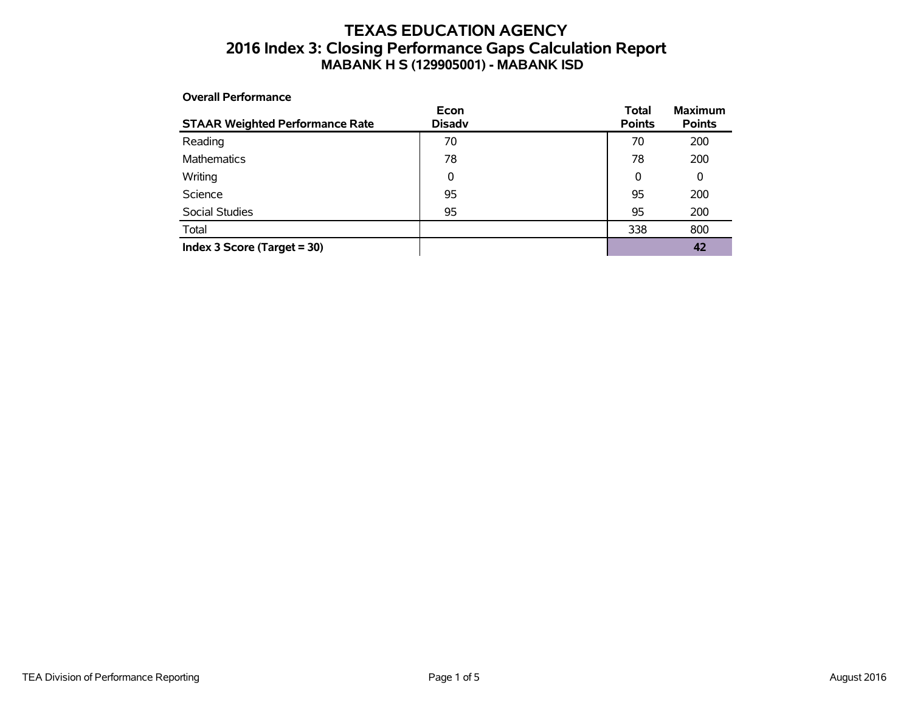# TEXAS EDUCATION AGENCY
## 2016 Index 3: Closing Performance Gaps Calculation Report
### MABANK H S (129905001) - MABANK ISD

**Overall Performance**

| STAAR Weighted Performance Rate | Econ Disadv | Total Points | Maximum Points |
|---|---|---|---|
| Reading | 70 | 70 | 200 |
| Mathematics | 78 | 78 | 200 |
| Writing | 0 | 0 | 0 |
| Science | 95 | 95 | 200 |
| Social Studies | 95 | 95 | 200 |
| Total | | 338 | 800 |
| **Index 3 Score (Target = 30)** | | | **42** |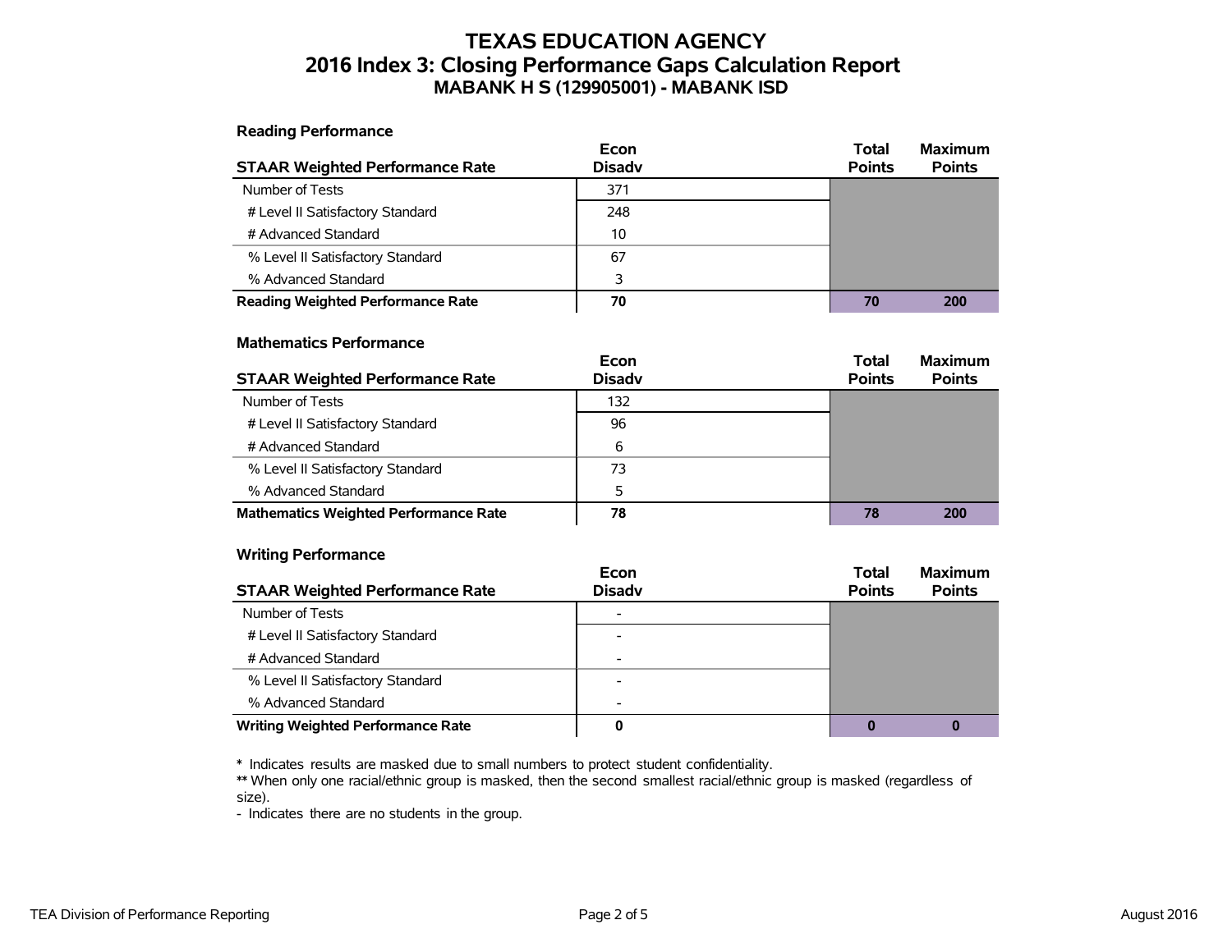# TEXAS EDUCATION AGENCY
## 2016 Index 3: Closing Performance Gaps Calculation Report
### MABANK H S (129905001) - MABANK ISD

**Reading Performance**

| STAAR Weighted Performance Rate | Econ Disadv | Total Points | Maximum Points |
|---|---|---|---|
| Number of Tests | 371 | | |
| # Level II Satisfactory Standard | 248 | | |
| # Advanced Standard | 10 | | |
| % Level II Satisfactory Standard | 67 | | |
| % Advanced Standard | 3 | | |
| **Reading Weighted Performance Rate** | **70** | **70** | **200** |

**Mathematics Performance**

| STAAR Weighted Performance Rate | Econ Disadv | Total Points | Maximum Points |
|---|---|---|---|
| Number of Tests | 132 | | |
| # Level II Satisfactory Standard | 96 | | |
| # Advanced Standard | 6 | | |
| % Level II Satisfactory Standard | 73 | | |
| % Advanced Standard | 5 | | |
| **Mathematics Weighted Performance Rate** | **78** | **78** | **200** |

**Writing Performance**

| STAAR Weighted Performance Rate | Econ Disadv | Total Points | Maximum Points |
|---|---|---|---|
| Number of Tests | - | | |
| # Level II Satisfactory Standard | - | | |
| # Advanced Standard | - | | |
| % Level II Satisfactory Standard | - | | |
| % Advanced Standard | - | | |
| **Writing Weighted Performance Rate** | **0** | **0** | **0** |

* Indicates results are masked due to small numbers to protect student confidentiality.
** When only one racial/ethnic group is masked, then the second smallest racial/ethnic group is masked (regardless of size).
- Indicates there are no students in the group.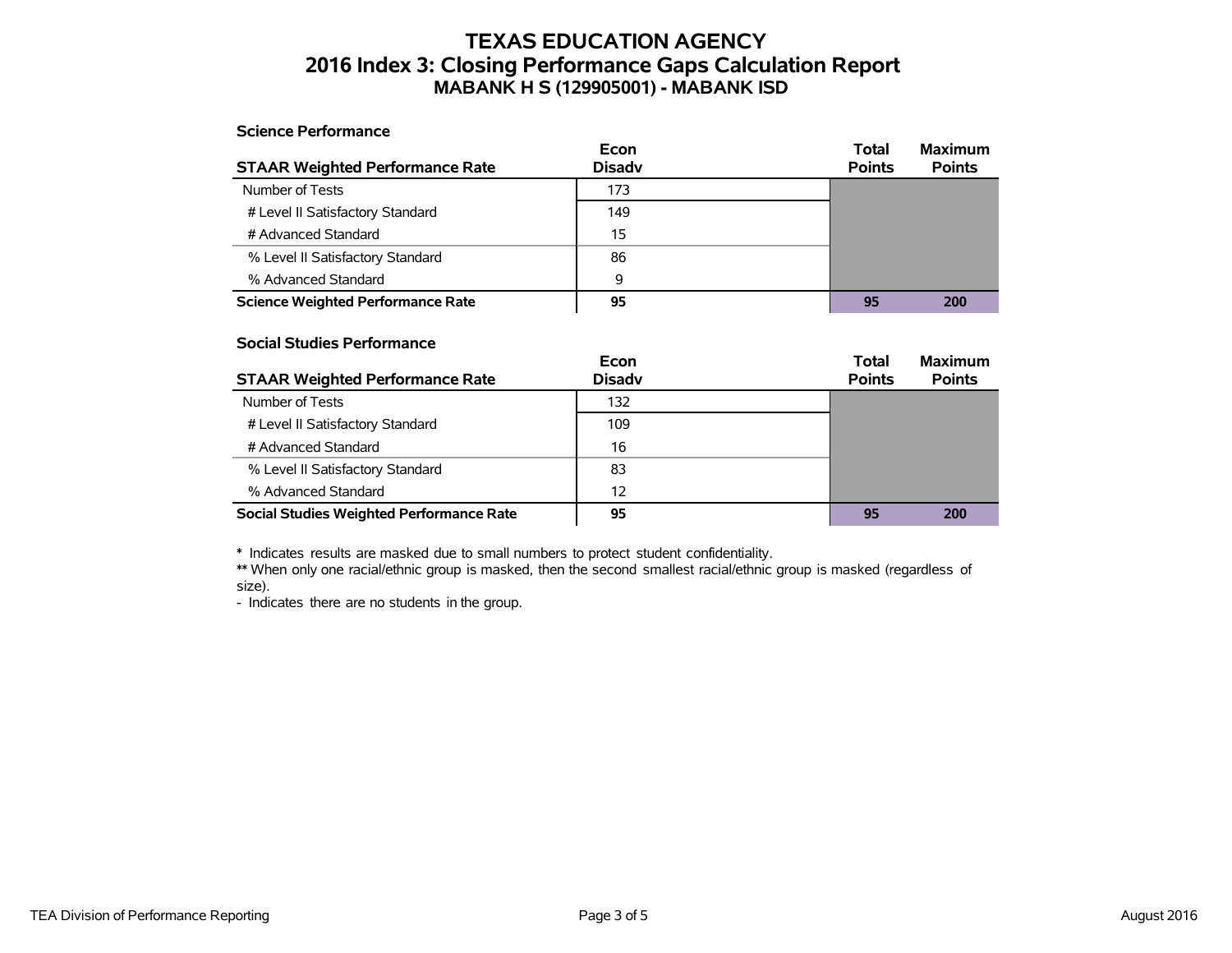# TEXAS EDUCATION AGENCY
## 2016 Index 3: Closing Performance Gaps Calculation Report
### MABANK H S (129905001) - MABANK ISD

**Science Performance**

| STAAR Weighted Performance Rate | Econ Disadv | Total Points | Maximum Points |
|---|---|---|---|
| Number of Tests | 173 | | |
| # Level II Satisfactory Standard | 149 | | |
| # Advanced Standard | 15 | | |
| % Level II Satisfactory Standard | 86 | | |
| % Advanced Standard | 9 | | |
| **Science Weighted Performance Rate** | **95** | **95** | **200** |

**Social Studies Performance**

| STAAR Weighted Performance Rate | Econ Disadv | Total Points | Maximum Points |
|---|---|---|---|
| Number of Tests | 132 | | |
| # Level II Satisfactory Standard | 109 | | |
| # Advanced Standard | 16 | | |
| % Level II Satisfactory Standard | 83 | | |
| % Advanced Standard | 12 | | |
| **Social Studies Weighted Performance Rate** | **95** | **95** | **200** |

**\*** Indicates results are masked due to small numbers to protect student confidentiality.
**\*\*** When only one racial/ethnic group is masked, then the second smallest racial/ethnic group is masked (regardless of size).
- Indicates there are no students in the group.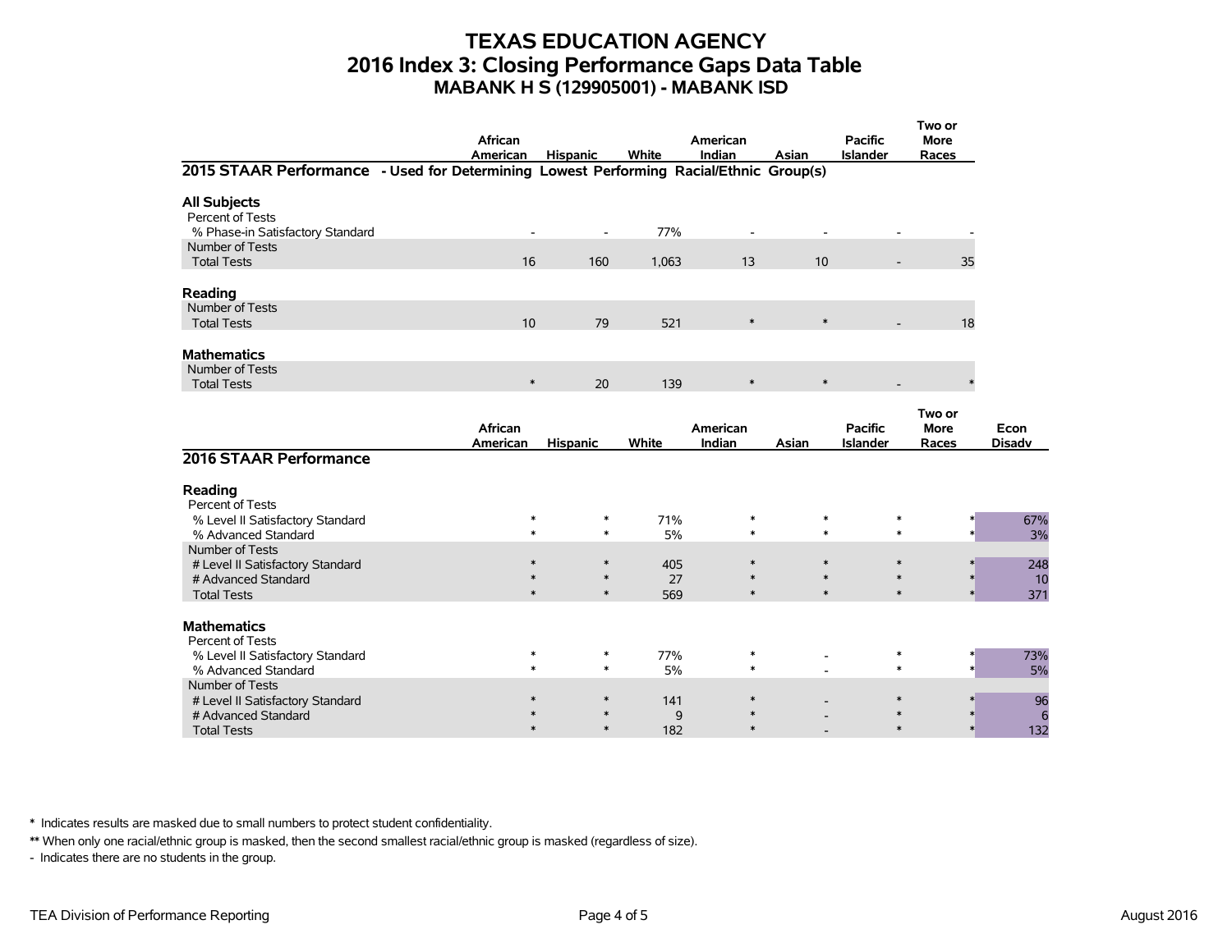# TEXAS EDUCATION AGENCY
## 2016 Index 3: Closing Performance Gaps Data Table
### MABANK H S (129905001) - MABANK ISD

| | African American | Hispanic | White | American Indian | Asian | Pacific Islander | Two or More Races |
|---|---|---|---|---|---|---|---|
| **2015 STAAR Performance - Used for Determining Lowest Performing Racial/Ethnic Group(s)** | | | | | | | |
| **All Subjects** | | | | | | | |
| Percent of Tests | | | | | | | |
| % Phase-in Satisfactory Standard | - | - | 77% | - | - | - | - |
| Number of Tests | | | | | | | |
| Total Tests | 16 | 160 | 1,063 | 13 | 10 | - | 35 |
| **Reading** | | | | | | | |
| Number of Tests | | | | | | | |
| Total Tests | 10 | 79 | 521 | * | * | - | 18 |
| **Mathematics** | | | | | | | |
| Number of Tests | | | | | | | |
| Total Tests | * | 20 | 139 | * | * | - | * |

| | African American | Hispanic | White | American Indian | Asian | Pacific Islander | Two or More Races | Econ Disadv |
|---|---|---|---|---|---|---|---|---|
| **2016 STAAR Performance** | | | | | | | | |
| **Reading** | | | | | | | | |
| Percent of Tests | | | | | | | | |
| % Level II Satisfactory Standard | * | * | 71% | * | * | * | * | 67% |
| % Advanced Standard | * | * | 5% | * | * | * | * | 3% |
| Number of Tests | | | | | | | | |
| # Level II Satisfactory Standard | * | * | 405 | * | * | * | * | 248 |
| # Advanced Standard | * | * | 27 | * | * | * | * | 10 |
| Total Tests | * | * | 569 | * | * | * | * | 371 |
| **Mathematics** | | | | | | | | |
| Percent of Tests | | | | | | | | |
| % Level II Satisfactory Standard | * | * | 77% | * | - | * | * | 73% |
| % Advanced Standard | * | * | 5% | * | - | * | * | 5% |
| Number of Tests | | | | | | | | |
| # Level II Satisfactory Standard | * | * | 141 | * | - | * | * | 96 |
| # Advanced Standard | * | * | 9 | * | - | * | * | 6 |
| Total Tests | * | * | 182 | * | - | * | * | 132 |

**\*** Indicates results are masked due to small numbers to protect student confidentiality.

**\*\*** When only one racial/ethnic group is masked, then the second smallest racial/ethnic group is masked (regardless of size).

\- Indicates there are no students in the group.

TEA Division of Performance Reporting

August 2016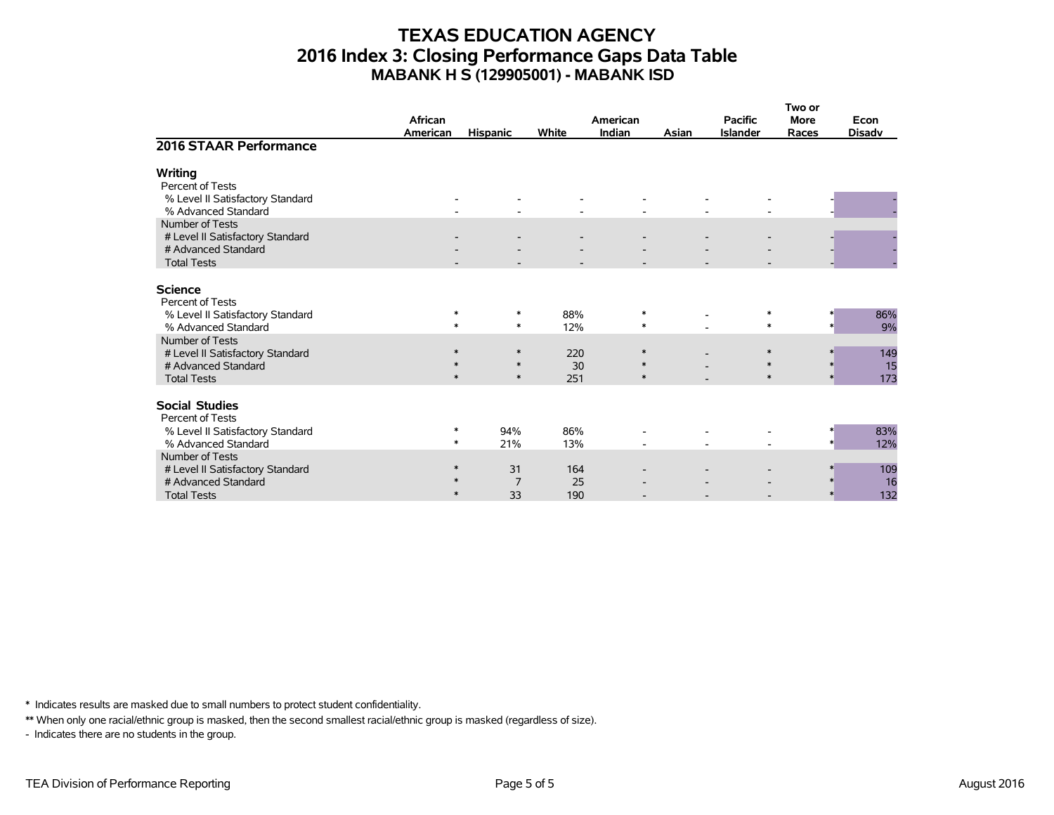# TEXAS EDUCATION AGENCY
## 2016 Index 3: Closing Performance Gaps Data Table
### MABANK H S (129905001) - MABANK ISD

| 2016 STAAR Performance | African American | Hispanic | White | American Indian | Asian | Pacific Islander | Two or More Races | Econ Disadv |
|---|---|---|---|---|---|---|---|---|
| **Writing** | | | | | | | | |
| Percent of Tests | | | | | | | | |
| % Level II Satisfactory Standard | - | - | - | - | - | - | - | - |
| % Advanced Standard | - | - | - | - | - | - | - | - |
| Number of Tests | | | | | | | | |
| # Level II Satisfactory Standard | - | - | - | - | - | - | - | - |
| # Advanced Standard | - | - | - | - | - | - | - | - |
| Total Tests | - | - | - | - | - | - | - | - |
| **Science** | | | | | | | | |
| Percent of Tests | | | | | | | | |
| % Level II Satisfactory Standard | * | * | 88% | * | - | * | * | 86% |
| % Advanced Standard | * | * | 12% | * | - | * | * | 9% |
| Number of Tests | | | | | | | | |
| # Level II Satisfactory Standard | * | * | 220 | * | - | * | * | 149 |
| # Advanced Standard | * | * | 30 | * | - | * | * | 15 |
| Total Tests | * | * | 251 | * | - | * | * | 173 |
| **Social Studies** | | | | | | | | |
| Percent of Tests | | | | | | | | |
| % Level II Satisfactory Standard | * | 94% | 86% | - | - | - | * | 83% |
| % Advanced Standard | * | 21% | 13% | - | - | - | * | 12% |
| Number of Tests | | | | | | | | |
| # Level II Satisfactory Standard | * | 31 | 164 | - | - | - | * | 109 |
| # Advanced Standard | * | 7 | 25 | - | - | - | * | 16 |
| Total Tests | * | 33 | 190 | - | - | - | * | 132 |

\* Indicates results are masked due to small numbers to protect student confidentiality.

** When only one racial/ethnic group is masked, then the second smallest racial/ethnic group is masked (regardless of size).

\- Indicates there are no students in the group.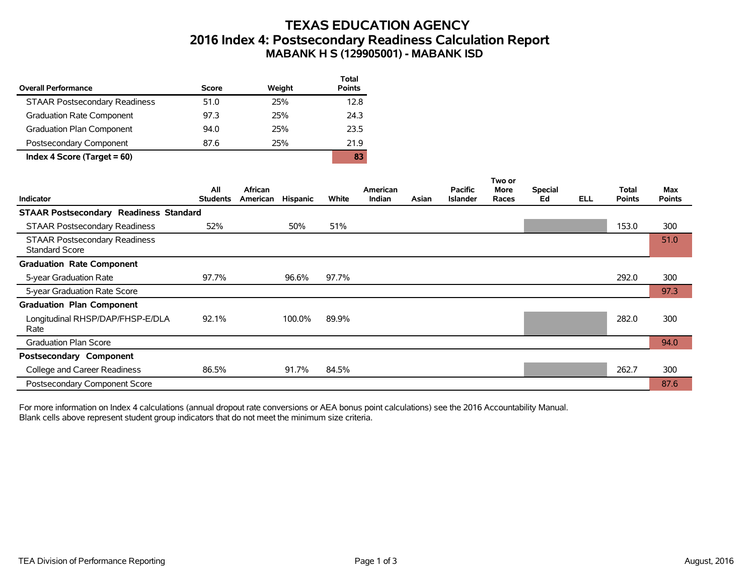# TEXAS EDUCATION AGENCY
## 2016 Index 4: Postsecondary Readiness Calculation Report
### MABANK H S (129905001) - MABANK ISD

| Overall Performance | Score | Weight | Total Points |
|---|---|---|---|
| STAAR Postsecondary Readiness | 51.0 | 25% | 12.8 |
| Graduation Rate Component | 97.3 | 25% | 24.3 |
| Graduation Plan Component | 94.0 | 25% | 23.5 |
| Postsecondary Component | 87.6 | 25% | 21.9 |
| **Index 4 Score (Target = 60)** | | | **83** |

| Indicator | All Students | African American | Hispanic | White | American Indian | Asian | Pacific Islander | Two or More Races | Special Ed | ELL | Total Points | Max Points |
|---|---|---|---|---|---|---|---|---|---|---|---|---|
| **STAAR Postsecondary Readiness Standard** | | | | | | | | | | | | |
| STAAR Postsecondary Readiness | 52% | | 50% | 51% | | | | | | | 153.0 | 300 |
| STAAR Postsecondary Readiness Standard Score | | | | | | | | | | | | 51.0 |
| **Graduation Rate Component** | | | | | | | | | | | | |
| 5-year Graduation Rate | 97.7% | | 96.6% | 97.7% | | | | | | | 292.0 | 300 |
| 5-year Graduation Rate Score | | | | | | | | | | | | 97.3 |
| **Graduation Plan Component** | | | | | | | | | | | | |
| Longitudinal RHSP/DAP/FHSP-E/DLA Rate | 92.1% | | 100.0% | 89.9% | | | | | | | 282.0 | 300 |
| Graduation Plan Score | | | | | | | | | | | | 94.0 |
| **Postsecondary Component** | | | | | | | | | | | | |
| College and Career Readiness | 86.5% | | 91.7% | 84.5% | | | | | | | 262.7 | 300 |
| Postsecondary Component Score | | | | | | | | | | | | 87.6 |

For more information on Index 4 calculations (annual dropout rate conversions or AEA bonus point calculations) see the 2016 Accountability Manual.
Blank cells above represent student group indicators that do not meet the minimum size criteria.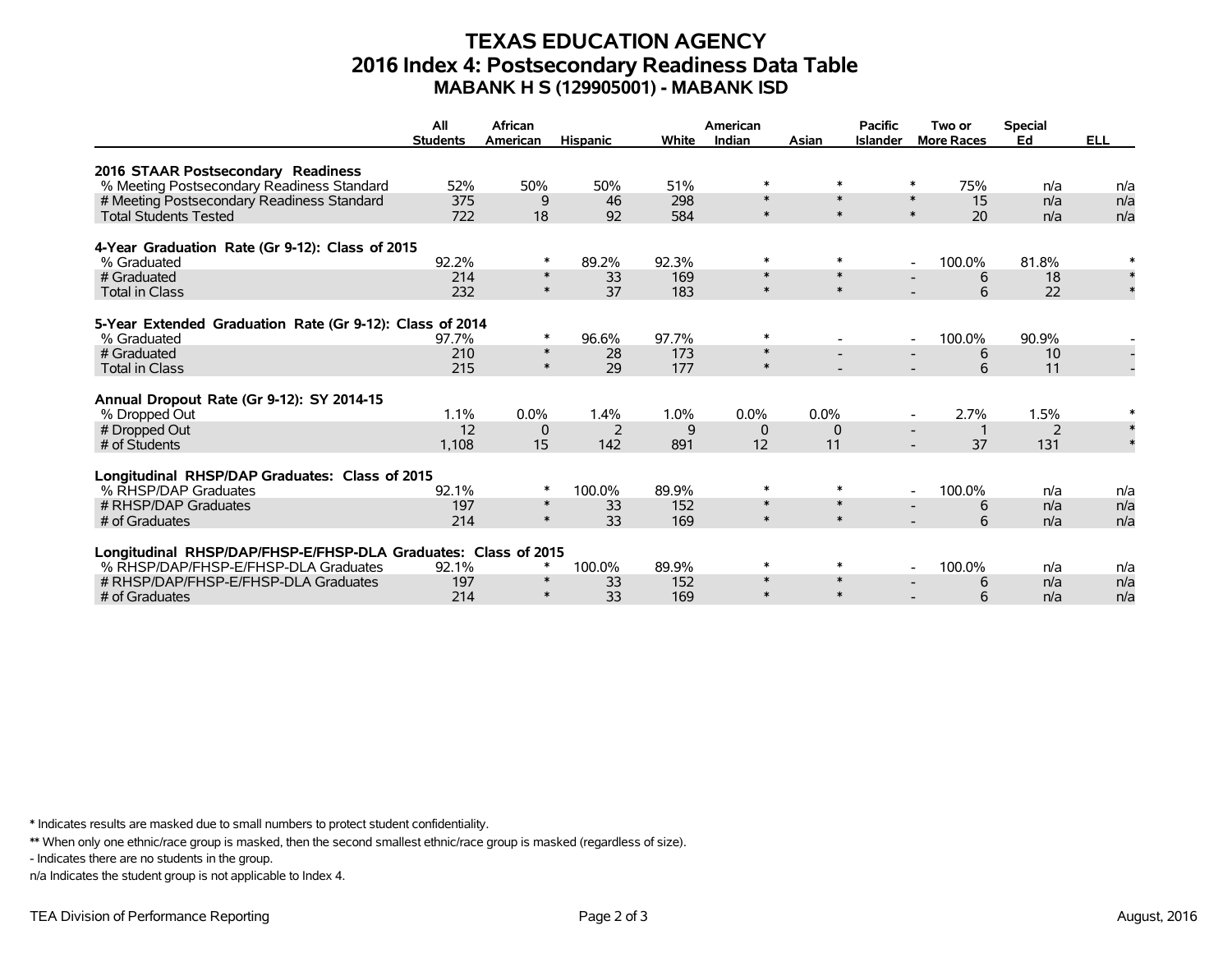# TEXAS EDUCATION AGENCY
## 2016 Index 4: Postsecondary Readiness Data Table
### MABANK H S (129905001) - MABANK ISD

| | All Students | African American | Hispanic | White | American Indian | Asian | Pacific Islander | Two or More Races | Special Ed | ELL |
|---|---|---|---|---|---|---|---|---|---|---|
| **2016 STAAR Postsecondary Readiness** | | | | | | | | | | |
| % Meeting Postsecondary Readiness Standard | 52% | 50% | 50% | 51% | * | * | * | 75% | n/a | n/a |
| # Meeting Postsecondary Readiness Standard | 375 | 9 | 46 | 298 | * | * | * | 15 | n/a | n/a |
| Total Students Tested | 722 | 18 | 92 | 584 | * | * | * | 20 | n/a | n/a |
| **4-Year Graduation Rate (Gr 9-12): Class of 2015** | | | | | | | | | | |
| % Graduated | 92.2% | * | 89.2% | 92.3% | * | * | - | 100.0% | 81.8% | * |
| # Graduated | 214 | * | 33 | 169 | * | * | - | 6 | 18 | * |
| Total in Class | 232 | * | 37 | 183 | * | * | - | 6 | 22 | * |
| **5-Year Extended Graduation Rate (Gr 9-12): Class of 2014** | | | | | | | | | | |
| % Graduated | 97.7% | * | 96.6% | 97.7% | * | - | - | 100.0% | 90.9% | - |
| # Graduated | 210 | * | 28 | 173 | * | - | - | 6 | 10 | - |
| Total in Class | 215 | * | 29 | 177 | * | - | - | 6 | 11 | - |
| **Annual Dropout Rate (Gr 9-12): SY 2014-15** | | | | | | | | | | |
| % Dropped Out | 1.1% | 0.0% | 1.4% | 1.0% | 0.0% | 0.0% | - | 2.7% | 1.5% | * |
| # Dropped Out | 12 | 0 | 2 | 9 | 0 | 0 | - | 1 | 2 | * |
| # of Students | 1,108 | 15 | 142 | 891 | 12 | 11 | - | 37 | 131 | * |
| **Longitudinal RHSP/DAP Graduates: Class of 2015** | | | | | | | | | | |
| % RHSP/DAP Graduates | 92.1% | * | 100.0% | 89.9% | * | * | - | 100.0% | n/a | n/a |
| # RHSP/DAP Graduates | 197 | * | 33 | 152 | * | * | - | 6 | n/a | n/a |
| # of Graduates | 214 | * | 33 | 169 | * | * | - | 6 | n/a | n/a |
| **Longitudinal RHSP/DAP/FHSP-E/FHSP-DLA Graduates: Class of 2015** | | | | | | | | | | |
| % RHSP/DAP/FHSP-E/FHSP-DLA Graduates | 92.1% | * | 100.0% | 89.9% | * | * | - | 100.0% | n/a | n/a |
| # RHSP/DAP/FHSP-E/FHSP-DLA Graduates | 197 | * | 33 | 152 | * | * | - | 6 | n/a | n/a |
| # of Graduates | 214 | * | 33 | 169 | * | * | - | 6 | n/a | n/a |

\* Indicates results are masked due to small numbers to protect student confidentiality.

** When only one ethnic/race group is masked, then the second smallest ethnic/race group is masked (regardless of size).

- Indicates there are no students in the group.

n/a Indicates the student group is not applicable to Index 4.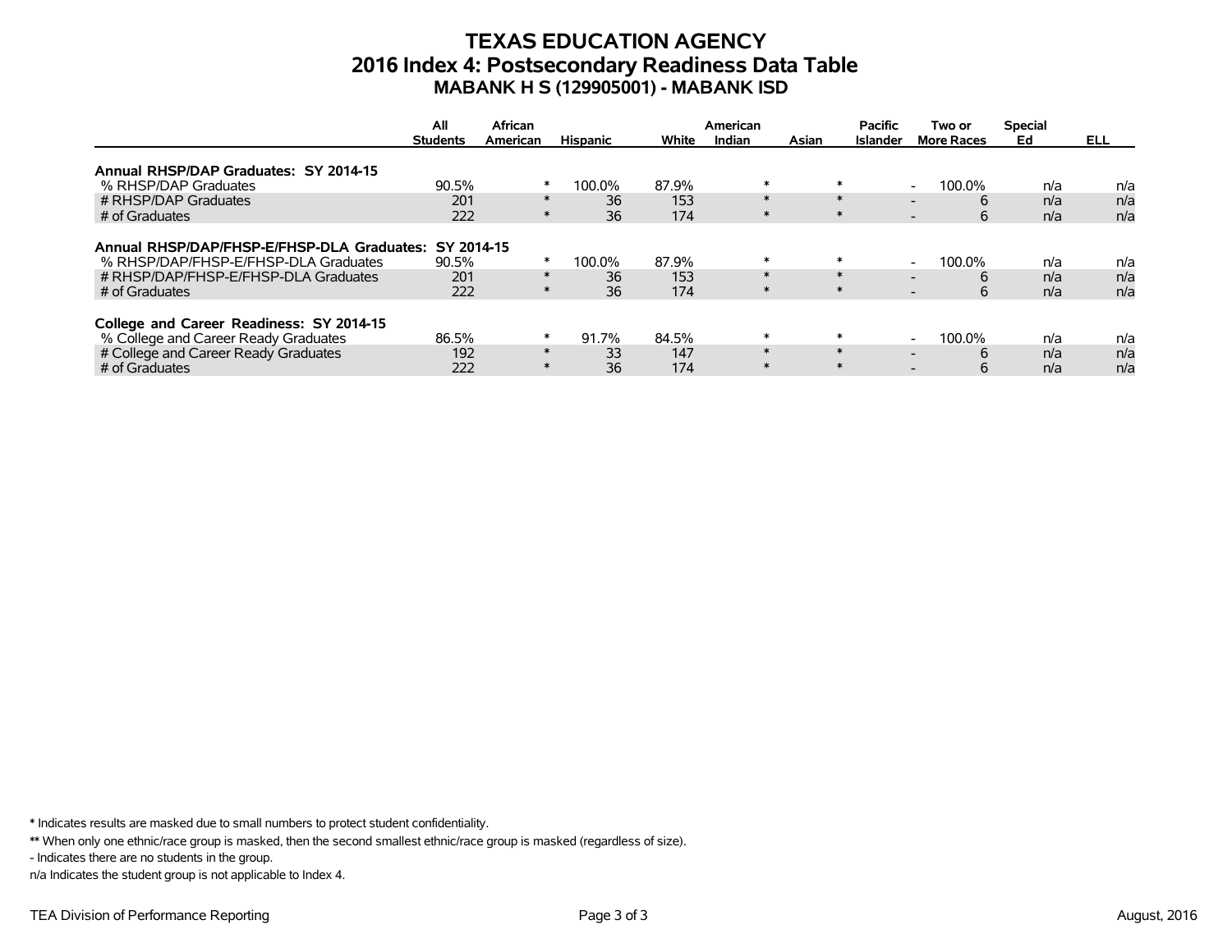# TEXAS EDUCATION AGENCY
## 2016 Index 4: Postsecondary Readiness Data Table
### MABANK H S (129905001) - MABANK ISD

| | All Students | African American | Hispanic | White | American Indian | Asian | Pacific Islander | Two or More Races | Special Ed | ELL |
|---|---|---|---|---|---|---|---|---|---|---|
| **Annual RHSP/DAP Graduates: SY 2014-15** | | | | | | | | | | |
| % RHSP/DAP Graduates | 90.5% | * | 100.0% | 87.9% | * | * | - | 100.0% | n/a | n/a |
| # RHSP/DAP Graduates | 201 | * | 36 | 153 | * | * | - | 6 | n/a | n/a |
| # of Graduates | 222 | * | 36 | 174 | * | * | - | 6 | n/a | n/a |
| **Annual RHSP/DAP/FHSP-E/FHSP-DLA Graduates: SY 2014-15** | | | | | | | | | | |
| % RHSP/DAP/FHSP-E/FHSP-DLA Graduates | 90.5% | * | 100.0% | 87.9% | * | * | - | 100.0% | n/a | n/a |
| # RHSP/DAP/FHSP-E/FHSP-DLA Graduates | 201 | * | 36 | 153 | * | * | - | 6 | n/a | n/a |
| # of Graduates | 222 | * | 36 | 174 | * | * | - | 6 | n/a | n/a |
| **College and Career Readiness: SY 2014-15** | | | | | | | | | | |
| % College and Career Ready Graduates | 86.5% | * | 91.7% | 84.5% | * | * | - | 100.0% | n/a | n/a |
| # College and Career Ready Graduates | 192 | * | 33 | 147 | * | * | - | 6 | n/a | n/a |
| # of Graduates | 222 | * | 36 | 174 | * | * | - | 6 | n/a | n/a |

**\*** Indicates results are masked due to small numbers to protect student confidentiality.

**\*\*** When only one ethnic/race group is masked, then the second smallest ethnic/race group is masked (regardless of size).

- Indicates there are no students in the group.

n/a Indicates the student group is not applicable to Index 4.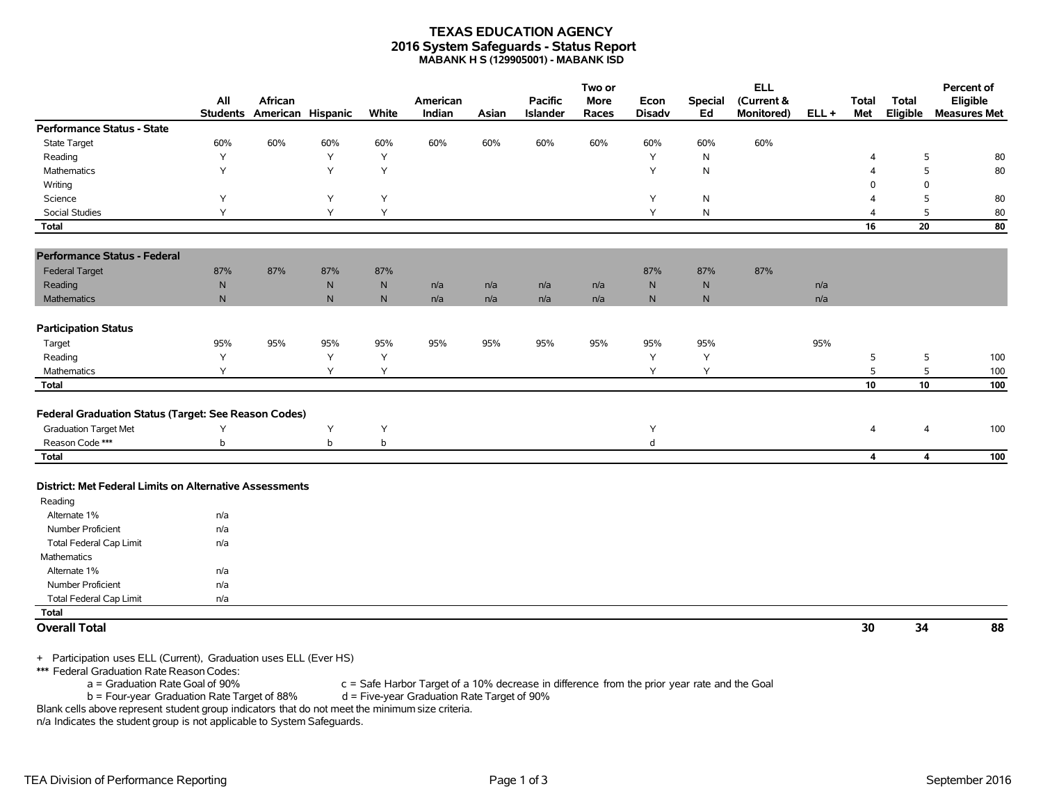# TEXAS EDUCATION AGENCY
## 2016 System Safeguards - Status Report
### MABANK H S (129905001) - MABANK ISD

| | All Students | African American | Hispanic | White | American Indian | Asian | Pacific Islander | Two or More Races | Econ Disadv | Special Ed | ELL (Current & Monitored) | ELL + | Total Met | Total Eligible | Percent of Eligible Measures Met |
|---|---|---|---|---|---|---|---|---|---|---|---|---|---|---|---|
| **Performance Status - State** | | | | | | | | | | | | | | | |
| State Target | 60% | 60% | 60% | 60% | 60% | 60% | 60% | 60% | 60% | 60% | 60% | | | | |
| Reading | Y | | Y | Y | | | | | Y | N | | | 4 | 5 | 80 |
| Mathematics | Y | | Y | Y | | | | | Y | N | | | 4 | 5 | 80 |
| Writing | | | | | | | | | | | | | 0 | 0 | |
| Science | Y | | Y | Y | | | | | Y | N | | | 4 | 5 | 80 |
| Social Studies | Y | | Y | Y | | | | | Y | N | | | 4 | 5 | 80 |
| **Total** | | | | | | | | | | | | | **16** | **20** | **80** |
| **Performance Status - Federal** | | | | | | | | | | | | | | | |
| Federal Target | 87% | 87% | 87% | 87% | | | | | 87% | 87% | 87% | | | | |
| Reading | N | | N | N | n/a | n/a | n/a | n/a | N | N | | n/a | | | |
| Mathematics | N | | N | N | n/a | n/a | n/a | n/a | N | N | | n/a | | | |
| **Participation Status** | | | | | | | | | | | | | | | |
| Target | 95% | 95% | 95% | 95% | 95% | 95% | 95% | 95% | 95% | 95% | | 95% | | | |
| Reading | Y | | Y | Y | | | | | Y | Y | | | 5 | 5 | 100 |
| Mathematics | Y | | Y | Y | | | | | Y | Y | | | 5 | 5 | 100 |
| **Total** | | | | | | | | | | | | | **10** | **10** | **100** |
| **Federal Graduation Status (Target: See Reason Codes)** | | | | | | | | | | | | | | | |
| Graduation Target Met | Y | | Y | Y | | | | | Y | | | | 4 | 4 | 100 |
| Reason Code *** | b | | b | b | | | | | d | | | | | | |
| **Total** | | | | | | | | | | | | | **4** | **4** | **100** |
| **District: Met Federal Limits on Alternative Assessments** | | | | | | | | | | | | | | | |
| Reading | | | | | | | | | | | | | | | |
| Alternate 1% | n/a | | | | | | | | | | | | | | |
| Number Proficient | n/a | | | | | | | | | | | | | | |
| Total Federal Cap Limit | n/a | | | | | | | | | | | | | | |
| Mathematics | | | | | | | | | | | | | | | |
| Alternate 1% | n/a | | | | | | | | | | | | | | |
| Number Proficient | n/a | | | | | | | | | | | | | | |
| Total Federal Cap Limit | n/a | | | | | | | | | | | | | | |
| **Total** | | | | | | | | | | | | | | | |
| **Overall Total** | | | | | | | | | | | | | **30** | **34** | **88** |

\+ Participation uses ELL (Current), Graduation uses ELL (Ever HS)

*** Federal Graduation Rate Reason Codes:

- a = Graduation Rate Goal of 90%
- b = Four-year Graduation Rate Target of 88%
- c = Safe Harbor Target of a 10% decrease in difference from the prior year rate and the Goal
- d = Five-year Graduation Rate Target of 90%

Blank cells above represent student group indicators that do not meet the minimum size criteria.

n/a Indicates the student group is not applicable to System Safeguards.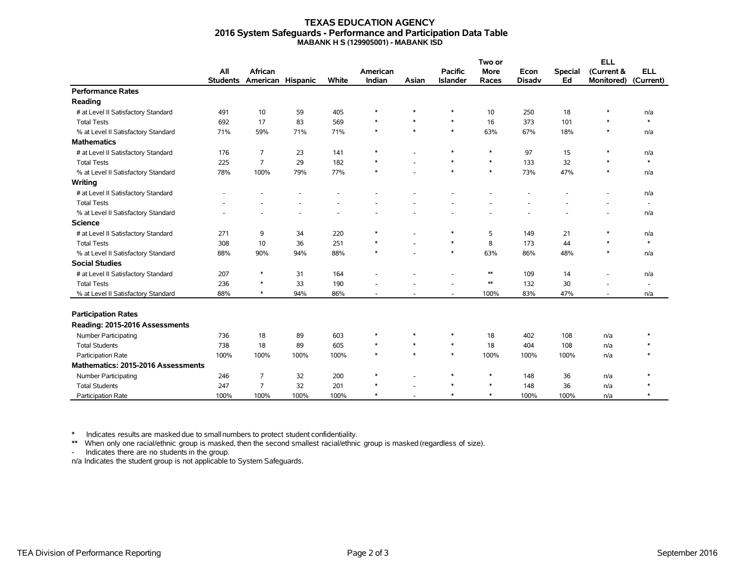# TEXAS EDUCATION AGENCY
## 2016 System Safeguards - Performance and Participation Data Table
### MABANK H S (129905001) - MABANK ISD

| | All Students | African American | Hispanic | White | American Indian | Asian | Pacific Islander | Two or More Races | Econ Disadv | Special Ed | ELL (Current & Monitored) | ELL (Current) |
|---|---|---|---|---|---|---|---|---|---|---|---|---|
| **Performance Rates** | | | | | | | | | | | | |
| **Reading** | | | | | | | | | | | | |
| # at Level II Satisfactory Standard | 491 | 10 | 59 | 405 | * | * | * | 10 | 250 | 18 | * | n/a |
| Total Tests | 692 | 17 | 83 | 569 | * | * | * | 16 | 373 | 101 | * | * |
| % at Level II Satisfactory Standard | 71% | 59% | 71% | 71% | * | * | * | 63% | 67% | 18% | * | n/a |
| **Mathematics** | | | | | | | | | | | | |
| # at Level II Satisfactory Standard | 176 | 7 | 23 | 141 | * | - | * | * | 97 | 15 | * | n/a |
| Total Tests | 225 | 7 | 29 | 182 | * | - | * | * | 133 | 32 | * | * |
| % at Level II Satisfactory Standard | 78% | 100% | 79% | 77% | * | - | * | * | 73% | 47% | * | n/a |
| **Writing** | | | | | | | | | | | | |
| # at Level II Satisfactory Standard | - | - | - | - | - | - | - | - | - | - | - | n/a |
| Total Tests | - | - | - | - | - | - | - | - | - | - | - | - |
| % at Level II Satisfactory Standard | - | - | - | - | - | - | - | - | - | - | - | n/a |
| **Science** | | | | | | | | | | | | |
| # at Level II Satisfactory Standard | 271 | 9 | 34 | 220 | * | - | * | 5 | 149 | 21 | * | n/a |
| Total Tests | 308 | 10 | 36 | 251 | * | - | * | 8 | 173 | 44 | * | * |
| % at Level II Satisfactory Standard | 88% | 90% | 94% | 88% | * | - | * | 63% | 86% | 48% | * | n/a |
| **Social Studies** | | | | | | | | | | | | |
| # at Level II Satisfactory Standard | 207 | * | 31 | 164 | - | - | - | ** | 109 | 14 | - | n/a |
| Total Tests | 236 | * | 33 | 190 | - | - | - | ** | 132 | 30 | - | - |
| % at Level II Satisfactory Standard | 88% | * | 94% | 86% | - | - | - | 100% | 83% | 47% | - | n/a |
| **Participation Rates** | | | | | | | | | | | | |
| **Reading: 2015-2016 Assessments** | | | | | | | | | | | | |
| Number Participating | 736 | 18 | 89 | 603 | * | * | * | 18 | 402 | 108 | n/a | * |
| Total Students | 738 | 18 | 89 | 605 | * | * | * | 18 | 404 | 108 | n/a | * |
| Participation Rate | 100% | 100% | 100% | 100% | * | * | * | 100% | 100% | 100% | n/a | * |
| **Mathematics: 2015-2016 Assessments** | | | | | | | | | | | | |
| Number Participating | 246 | 7 | 32 | 200 | * | - | * | * | 148 | 36 | n/a | * |
| Total Students | 247 | 7 | 32 | 201 | * | - | * | * | 148 | 36 | n/a | * |
| Participation Rate | 100% | 100% | 100% | 100% | * | - | * | * | 100% | 100% | n/a | * |

\* Indicates results are masked due to small numbers to protect student confidentiality.

** When only one racial/ethnic group is masked, then the second smallest racial/ethnic group is masked (regardless of size).

\- Indicates there are no students in the group.

n/a Indicates the student group is not applicable to System Safeguards.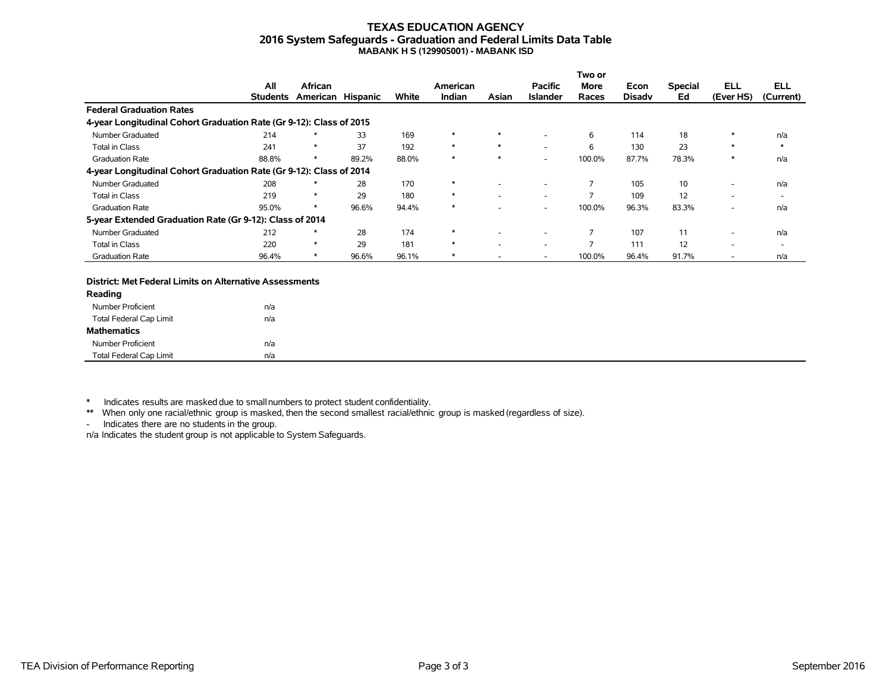# TEXAS EDUCATION AGENCY
## 2016 System Safeguards - Graduation and Federal Limits Data Table
### MABANK H S (129905001) - MABANK ISD

| | All Students | African American | Hispanic | White | American Indian | Asian | Pacific Islander | Two or More Races | Econ Disadv | Special Ed | ELL (Ever HS) | ELL (Current) |
|---|---|---|---|---|---|---|---|---|---|---|---|---|
| **Federal Graduation Rates** | | | | | | | | | | | | |
| **4-year Longitudinal Cohort Graduation Rate (Gr 9-12): Class of 2015** | | | | | | | | | | | | |
| Number Graduated | 214 | * | 33 | 169 | * | * | - | 6 | 114 | 18 | * | n/a |
| Total in Class | 241 | * | 37 | 192 | * | * | - | 6 | 130 | 23 | * | * |
| Graduation Rate | 88.8% | * | 89.2% | 88.0% | * | * | - | 100.0% | 87.7% | 78.3% | * | n/a |
| **4-year Longitudinal Cohort Graduation Rate (Gr 9-12): Class of 2014** | | | | | | | | | | | | |
| Number Graduated | 208 | * | 28 | 170 | * | - | - | 7 | 105 | 10 | - | n/a |
| Total in Class | 219 | * | 29 | 180 | * | - | - | 7 | 109 | 12 | - | - |
| Graduation Rate | 95.0% | * | 96.6% | 94.4% | * | - | - | 100.0% | 96.3% | 83.3% | - | n/a |
| **5-year Extended Graduation Rate (Gr 9-12): Class of 2014** | | | | | | | | | | | | |
| Number Graduated | 212 | * | 28 | 174 | * | - | - | 7 | 107 | 11 | - | n/a |
| Total in Class | 220 | * | 29 | 181 | * | - | - | 7 | 111 | 12 | - | - |
| Graduation Rate | 96.4% | * | 96.6% | 96.1% | * | - | - | 100.0% | 96.4% | 91.7% | - | n/a |

| **District: Met Federal Limits on Alternative Assessments** | |
|---|---|
| **Reading** | |
| Number Proficient | n/a |
| Total Federal Cap Limit | n/a |
| **Mathematics** | |
| Number Proficient | n/a |
| Total Federal Cap Limit | n/a |

\* Indicates results are masked due to small numbers to protect student confidentiality.

** When only one racial/ethnic group is masked, then the second smallest racial/ethnic group is masked (regardless of size).

\- Indicates there are no students in the group.

n/a Indicates the student group is not applicable to System Safeguards.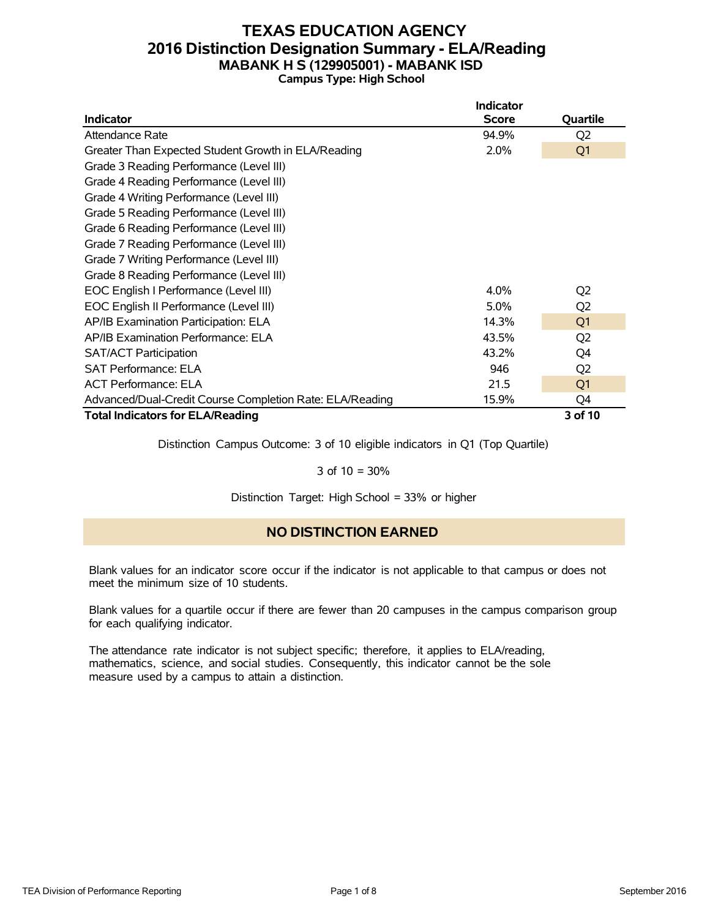# TEXAS EDUCATION AGENCY
## 2016 Distinction Designation Summary - ELA/Reading
### MABANK H S (129905001) - MABANK ISD
**Campus Type: High School**

| Indicator | Indicator Score | Quartile |
|---|---|---|
| Attendance Rate | 94.9% | Q2 |
| Greater Than Expected Student Growth in ELA/Reading | 2.0% | Q1 |
| Grade 3 Reading Performance (Level III) | | |
| Grade 4 Reading Performance (Level III) | | |
| Grade 4 Writing Performance (Level III) | | |
| Grade 5 Reading Performance (Level III) | | |
| Grade 6 Reading Performance (Level III) | | |
| Grade 7 Reading Performance (Level III) | | |
| Grade 7 Writing Performance (Level III) | | |
| Grade 8 Reading Performance (Level III) | | |
| EOC English I Performance (Level III) | 4.0% | Q2 |
| EOC English II Performance (Level III) | 5.0% | Q2 |
| AP/IB Examination Participation: ELA | 14.3% | Q1 |
| AP/IB Examination Performance: ELA | 43.5% | Q2 |
| SAT/ACT Participation | 43.2% | Q4 |
| SAT Performance: ELA | 946 | Q2 |
| ACT Performance: ELA | 21.5 | Q1 |
| Advanced/Dual-Credit Course Completion Rate: ELA/Reading | 15.9% | Q4 |
| **Total Indicators for ELA/Reading** | | **3 of 10** |

Distinction Campus Outcome: 3 of 10 eligible indicators in Q1 (Top Quartile)

3 of 10 = 30%

Distinction Target: High School = 33% or higher

**NO DISTINCTION EARNED**

Blank values for an indicator score occur if the indicator is not applicable to that campus or does not meet the minimum size of 10 students.

Blank values for a quartile occur if there are fewer than 20 campuses in the campus comparison group for each qualifying indicator.

The attendance rate indicator is not subject specific; therefore, it applies to ELA/reading, mathematics, science, and social studies. Consequently, this indicator cannot be the sole measure used by a campus to attain a distinction.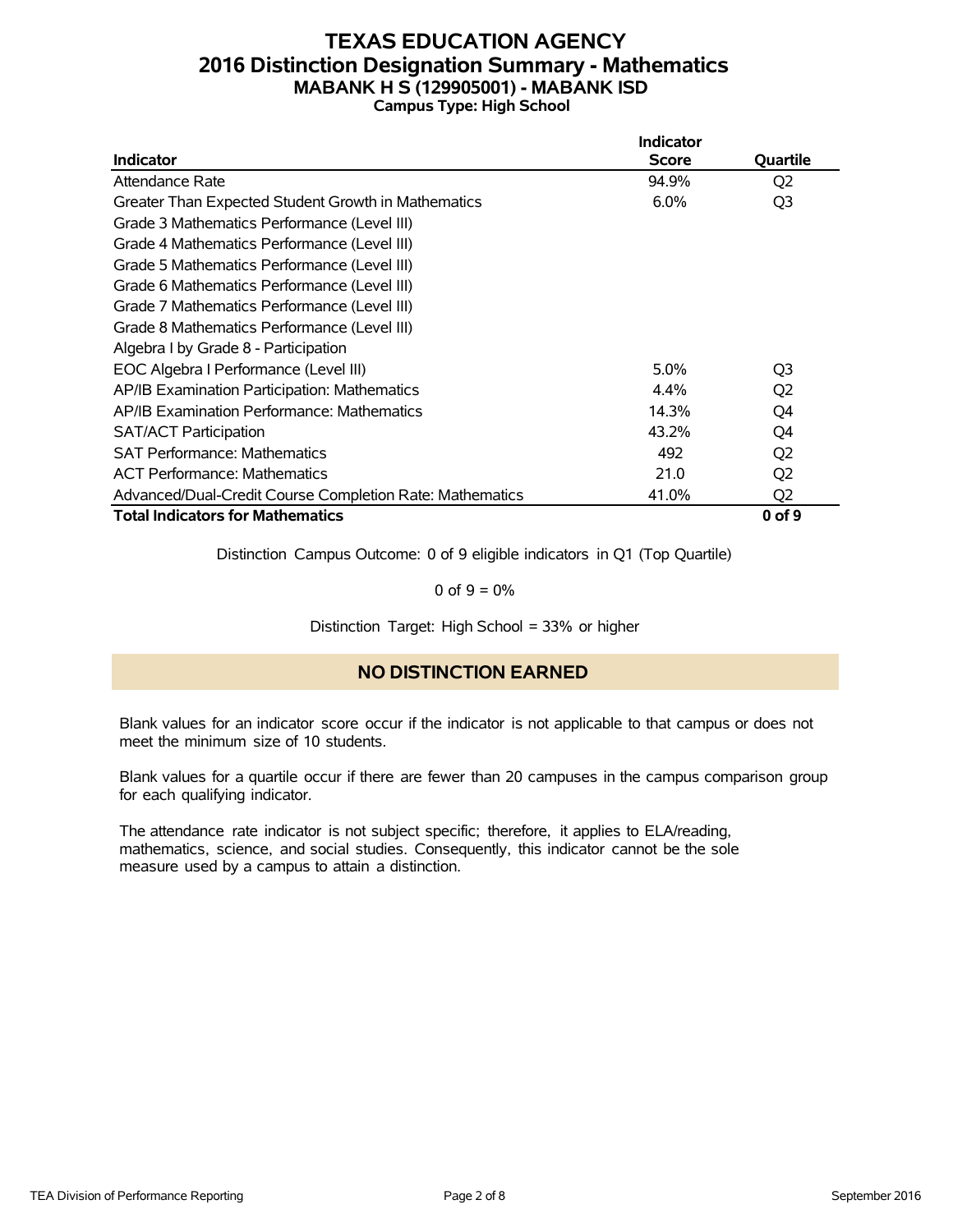# TEXAS EDUCATION AGENCY
## 2016 Distinction Designation Summary - Mathematics
### MABANK H S (129905001) - MABANK ISD
**Campus Type: High School**

| Indicator | Indicator Score | Quartile |
|---|---|---|
| Attendance Rate | 94.9% | Q2 |
| Greater Than Expected Student Growth in Mathematics | 6.0% | Q3 |
| Grade 3 Mathematics Performance (Level III) | | |
| Grade 4 Mathematics Performance (Level III) | | |
| Grade 5 Mathematics Performance (Level III) | | |
| Grade 6 Mathematics Performance (Level III) | | |
| Grade 7 Mathematics Performance (Level III) | | |
| Grade 8 Mathematics Performance (Level III) | | |
| Algebra I by Grade 8 - Participation | | |
| EOC Algebra I Performance (Level III) | 5.0% | Q3 |
| AP/IB Examination Participation: Mathematics | 4.4% | Q2 |
| AP/IB Examination Performance: Mathematics | 14.3% | Q4 |
| SAT/ACT Participation | 43.2% | Q4 |
| SAT Performance: Mathematics | 492 | Q2 |
| ACT Performance: Mathematics | 21.0 | Q2 |
| Advanced/Dual-Credit Course Completion Rate: Mathematics | 41.0% | Q2 |
| **Total Indicators for Mathematics** | | **0 of 9** |

Distinction Campus Outcome: 0 of 9 eligible indicators in Q1 (Top Quartile)

0 of 9 = 0%

Distinction Target: High School = 33% or higher

**NO DISTINCTION EARNED**

Blank values for an indicator score occur if the indicator is not applicable to that campus or does not meet the minimum size of 10 students.

Blank values for a quartile occur if there are fewer than 20 campuses in the campus comparison group for each qualifying indicator.

The attendance rate indicator is not subject specific; therefore, it applies to ELA/reading, mathematics, science, and social studies. Consequently, this indicator cannot be the sole measure used by a campus to attain a distinction.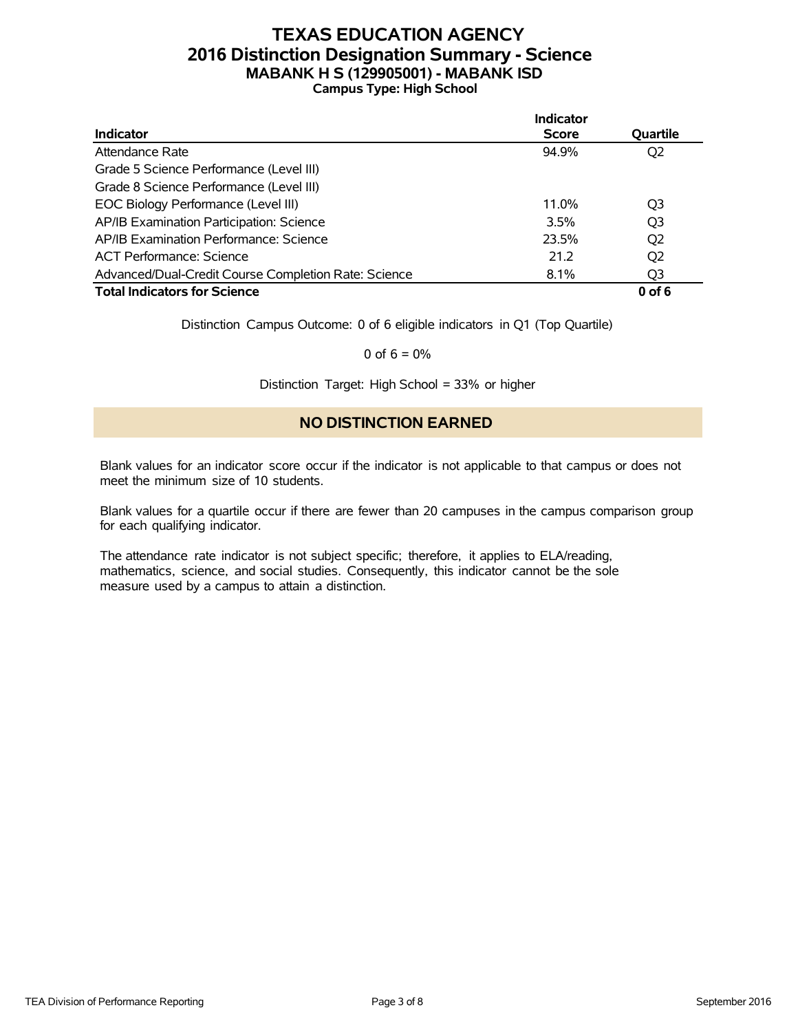# TEXAS EDUCATION AGENCY
## 2016 Distinction Designation Summary - Science
### MABANK H S (129905001) - MABANK ISD
**Campus Type: High School**

| Indicator | Indicator Score | Quartile |
|---|---|---|
| Attendance Rate | 94.9% | Q2 |
| Grade 5 Science Performance (Level III) | | |
| Grade 8 Science Performance (Level III) | | |
| EOC Biology Performance (Level III) | 11.0% | Q3 |
| AP/IB Examination Participation: Science | 3.5% | Q3 |
| AP/IB Examination Performance: Science | 23.5% | Q2 |
| ACT Performance: Science | 21.2 | Q2 |
| Advanced/Dual-Credit Course Completion Rate: Science | 8.1% | Q3 |
| **Total Indicators for Science** | | **0 of 6** |

Distinction Campus Outcome: 0 of 6 eligible indicators in Q1 (Top Quartile)

0 of 6 = 0%

Distinction Target: High School = 33% or higher

**NO DISTINCTION EARNED**

Blank values for an indicator score occur if the indicator is not applicable to that campus or does not meet the minimum size of 10 students.

Blank values for a quartile occur if there are fewer than 20 campuses in the campus comparison group for each qualifying indicator.

The attendance rate indicator is not subject specific; therefore, it applies to ELA/reading, mathematics, science, and social studies. Consequently, this indicator cannot be the sole measure used by a campus to attain a distinction.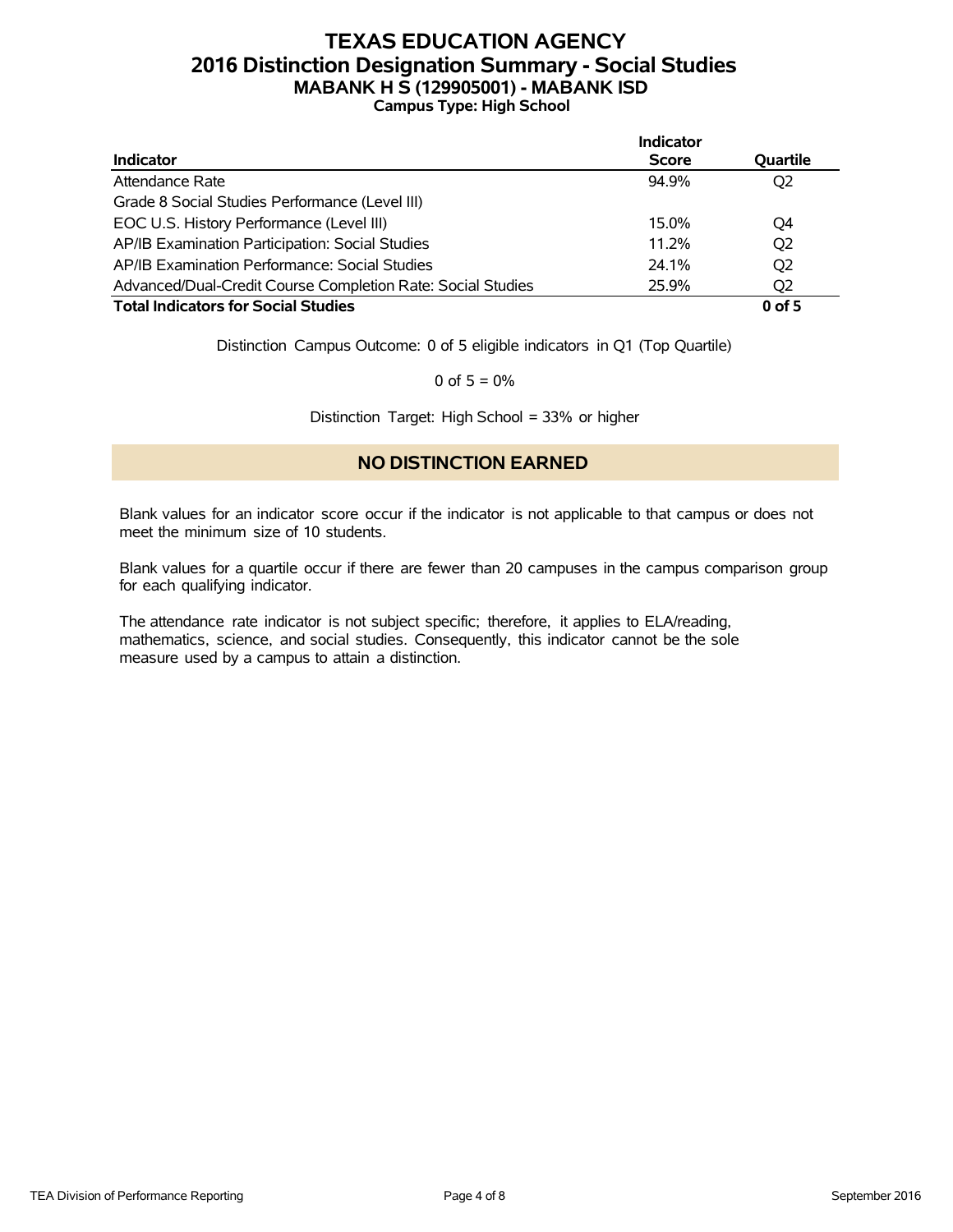# TEXAS EDUCATION AGENCY
## 2016 Distinction Designation Summary - Social Studies
### MABANK H S (129905001) - MABANK ISD
**Campus Type: High School**

| Indicator | Indicator Score | Quartile |
|---|---|---|
| Attendance Rate | 94.9% | Q2 |
| Grade 8 Social Studies Performance (Level III) | | |
| EOC U.S. History Performance (Level III) | 15.0% | Q4 |
| AP/IB Examination Participation: Social Studies | 11.2% | Q2 |
| AP/IB Examination Performance: Social Studies | 24.1% | Q2 |
| Advanced/Dual-Credit Course Completion Rate: Social Studies | 25.9% | Q2 |
| **Total Indicators for Social Studies** | | **0 of 5** |

Distinction Campus Outcome: 0 of 5 eligible indicators in Q1 (Top Quartile)

0 of 5 = 0%

Distinction Target: High School = 33% or higher

## NO DISTINCTION EARNED

Blank values for an indicator score occur if the indicator is not applicable to that campus or does not meet the minimum size of 10 students.

Blank values for a quartile occur if there are fewer than 20 campuses in the campus comparison group for each qualifying indicator.

The attendance rate indicator is not subject specific; therefore, it applies to ELA/reading, mathematics, science, and social studies. Consequently, this indicator cannot be the sole measure used by a campus to attain a distinction.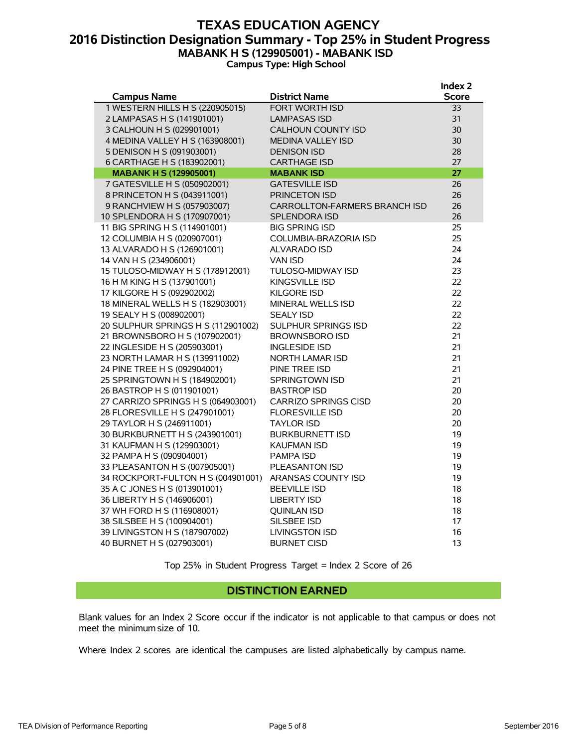# TEXAS EDUCATION AGENCY
## 2016 Distinction Designation Summary - Top 25% in Student Progress
### MABANK H S (129905001) - MABANK ISD
**Campus Type: High School**

| Campus Name | District Name | Index 2 Score |
|---|---|---|
| 1 WESTERN HILLS H S (220905015) | FORT WORTH ISD | 33 |
| 2 LAMPASAS H S (141901001) | LAMPASAS ISD | 31 |
| 3 CALHOUN H S (029901001) | CALHOUN COUNTY ISD | 30 |
| 4 MEDINA VALLEY H S (163908001) | MEDINA VALLEY ISD | 30 |
| 5 DENISON H S (091903001) | DENISON ISD | 28 |
| 6 CARTHAGE H S (183902001) | CARTHAGE ISD | 27 |
| **MABANK H S (129905001)** | **MABANK ISD** | **27** |
| 7 GATESVILLE H S (050902001) | GATESVILLE ISD | 26 |
| 8 PRINCETON H S (043911001) | PRINCETON ISD | 26 |
| 9 RANCHVIEW H S (057903007) | CARROLLTON-FARMERS BRANCH ISD | 26 |
| 10 SPLENDORA H S (170907001) | SPLENDORA ISD | 26 |
| 11 BIG SPRING H S (114901001) | BIG SPRING ISD | 25 |
| 12 COLUMBIA H S (020907001) | COLUMBIA-BRAZORIA ISD | 25 |
| 13 ALVARADO H S (126901001) | ALVARADO ISD | 24 |
| 14 VAN H S (234906001) | VAN ISD | 24 |
| 15 TULOSO-MIDWAY H S (178912001) | TULOSO-MIDWAY ISD | 23 |
| 16 H M KING H S (137901001) | KINGSVILLE ISD | 22 |
| 17 KILGORE H S (092902002) | KILGORE ISD | 22 |
| 18 MINERAL WELLS H S (182903001) | MINERAL WELLS ISD | 22 |
| 19 SEALY H S (008902001) | SEALY ISD | 22 |
| 20 SULPHUR SPRINGS H S (112901002) | SULPHUR SPRINGS ISD | 22 |
| 21 BROWNSBORO H S (107902001) | BROWNSBORO ISD | 21 |
| 22 INGLESIDE H S (205903001) | INGLESIDE ISD | 21 |
| 23 NORTH LAMAR H S (139911002) | NORTH LAMAR ISD | 21 |
| 24 PINE TREE H S (092904001) | PINE TREE ISD | 21 |
| 25 SPRINGTOWN H S (184902001) | SPRINGTOWN ISD | 21 |
| 26 BASTROP H S (011901001) | BASTROP ISD | 20 |
| 27 CARRIZO SPRINGS H S (064903001) | CARRIZO SPRINGS CISD | 20 |
| 28 FLORESVILLE H S (247901001) | FLORESVILLE ISD | 20 |
| 29 TAYLOR H S (246911001) | TAYLOR ISD | 20 |
| 30 BURKBURNETT H S (243901001) | BURKBURNETT ISD | 19 |
| 31 KAUFMAN H S (129903001) | KAUFMAN ISD | 19 |
| 32 PAMPA H S (090904001) | PAMPA ISD | 19 |
| 33 PLEASANTON H S (007905001) | PLEASANTON ISD | 19 |
| 34 ROCKPORT-FULTON H S (004901001) | ARANSAS COUNTY ISD | 19 |
| 35 A C JONES H S (013901001) | BEEVILLE ISD | 18 |
| 36 LIBERTY H S (146906001) | LIBERTY ISD | 18 |
| 37 WH FORD H S (116908001) | QUINLAN ISD | 18 |
| 38 SILSBEE H S (100904001) | SILSBEE ISD | 17 |
| 39 LIVINGSTON H S (187907002) | LIVINGSTON ISD | 16 |
| 40 BURNET H S (027903001) | BURNET CISD | 13 |

Top 25% in Student Progress Target = Index 2 Score of 26

**DISTINCTION EARNED**

Blank values for an Index 2 Score occur if the indicator is not applicable to that campus or does not meet the minimum size of 10.

Where Index 2 scores are identical the campuses are listed alphabetically by campus name.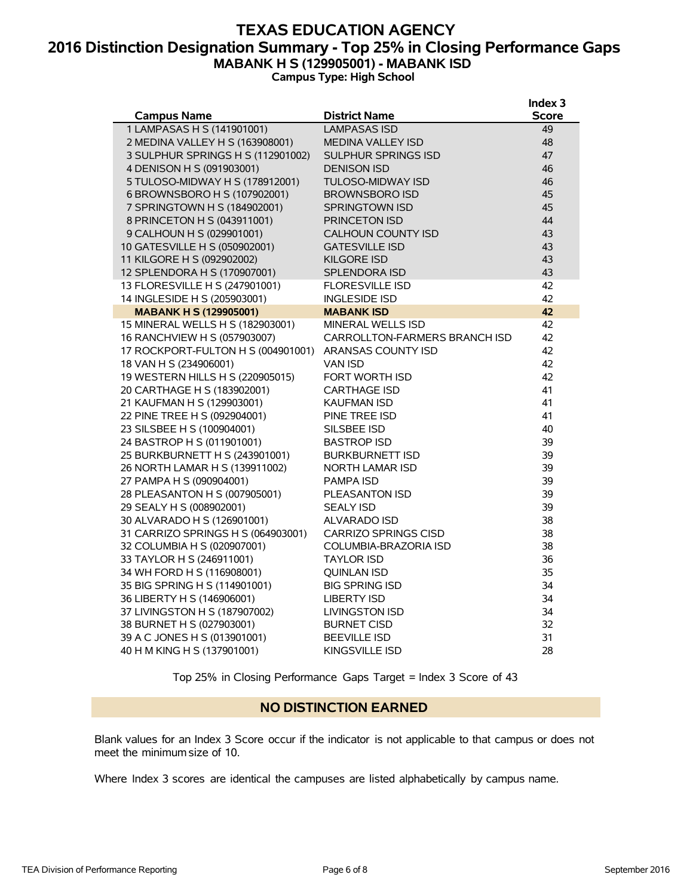# TEXAS EDUCATION AGENCY
## 2016 Distinction Designation Summary - Top 25% in Closing Performance Gaps
### MABANK H S (129905001) - MABANK ISD
**Campus Type: High School**

| Campus Name | District Name | Index 3 Score |
|---|---|---|
| 1 LAMPASAS H S (141901001) | LAMPASAS ISD | 49 |
| 2 MEDINA VALLEY H S (163908001) | MEDINA VALLEY ISD | 48 |
| 3 SULPHUR SPRINGS H S (112901002) | SULPHUR SPRINGS ISD | 47 |
| 4 DENISON H S (091903001) | DENISON ISD | 46 |
| 5 TULOSO-MIDWAY H S (178912001) | TULOSO-MIDWAY ISD | 46 |
| 6 BROWNSBORO H S (107902001) | BROWNSBORO ISD | 45 |
| 7 SPRINGTOWN H S (184902001) | SPRINGTOWN ISD | 45 |
| 8 PRINCETON H S (043911001) | PRINCETON ISD | 44 |
| 9 CALHOUN H S (029901001) | CALHOUN COUNTY ISD | 43 |
| 10 GATESVILLE H S (050902001) | GATESVILLE ISD | 43 |
| 11 KILGORE H S (092902002) | KILGORE ISD | 43 |
| 12 SPLENDORA H S (170907001) | SPLENDORA ISD | 43 |
| 13 FLORESVILLE H S (247901001) | FLORESVILLE ISD | 42 |
| 14 INGLESIDE H S (205903001) | INGLESIDE ISD | 42 |
| **MABANK H S (129905001)** | **MABANK ISD** | **42** |
| 15 MINERAL WELLS H S (182903001) | MINERAL WELLS ISD | 42 |
| 16 RANCHVIEW H S (057903007) | CARROLLTON-FARMERS BRANCH ISD | 42 |
| 17 ROCKPORT-FULTON H S (004901001) | ARANSAS COUNTY ISD | 42 |
| 18 VAN H S (234906001) | VAN ISD | 42 |
| 19 WESTERN HILLS H S (220905015) | FORT WORTH ISD | 42 |
| 20 CARTHAGE H S (183902001) | CARTHAGE ISD | 41 |
| 21 KAUFMAN H S (129903001) | KAUFMAN ISD | 41 |
| 22 PINE TREE H S (092904001) | PINE TREE ISD | 41 |
| 23 SILSBEE H S (100904001) | SILSBEE ISD | 40 |
| 24 BASTROP H S (011901001) | BASTROP ISD | 39 |
| 25 BURKBURNETT H S (243901001) | BURKBURNETT ISD | 39 |
| 26 NORTH LAMAR H S (139911002) | NORTH LAMAR ISD | 39 |
| 27 PAMPA H S (090904001) | PAMPA ISD | 39 |
| 28 PLEASANTON H S (007905001) | PLEASANTON ISD | 39 |
| 29 SEALY H S (008902001) | SEALY ISD | 39 |
| 30 ALVARADO H S (126901001) | ALVARADO ISD | 38 |
| 31 CARRIZO SPRINGS H S (064903001) | CARRIZO SPRINGS CISD | 38 |
| 32 COLUMBIA H S (020907001) | COLUMBIA-BRAZORIA ISD | 38 |
| 33 TAYLOR H S (246911001) | TAYLOR ISD | 36 |
| 34 WH FORD H S (116908001) | QUINLAN ISD | 35 |
| 35 BIG SPRING H S (114901001) | BIG SPRING ISD | 34 |
| 36 LIBERTY H S (146906001) | LIBERTY ISD | 34 |
| 37 LIVINGSTON H S (187907002) | LIVINGSTON ISD | 34 |
| 38 BURNET H S (027903001) | BURNET CISD | 32 |
| 39 A C JONES H S (013901001) | BEEVILLE ISD | 31 |
| 40 H M KING H S (137901001) | KINGSVILLE ISD | 28 |

Top 25% in Closing Performance Gaps Target = Index 3 Score of 43

**NO DISTINCTION EARNED**

Blank values for an Index 3 Score occur if the indicator is not applicable to that campus or does not meet the minimum size of 10.

Where Index 3 scores are identical the campuses are listed alphabetically by campus name.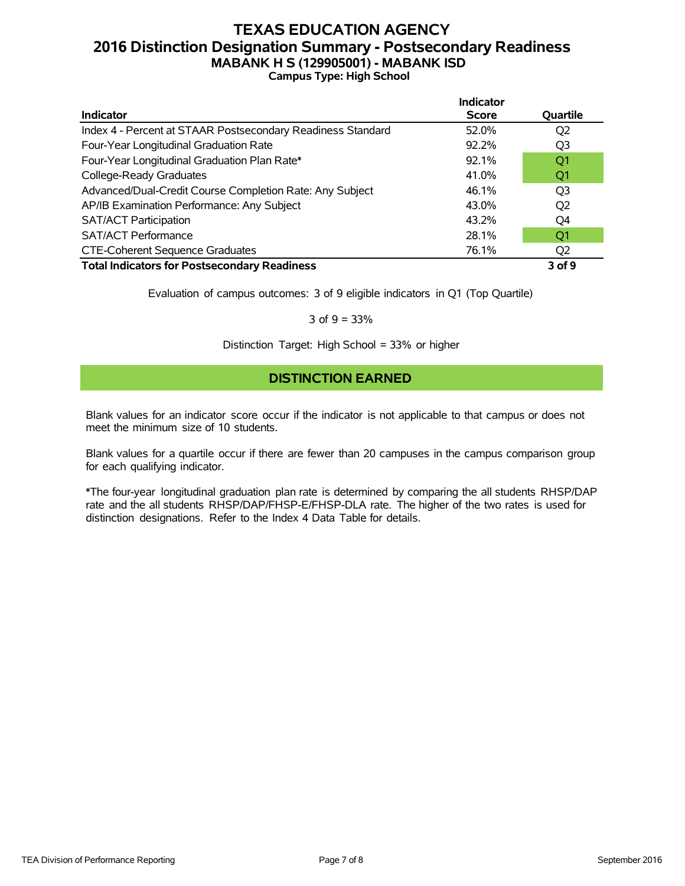# TEXAS EDUCATION AGENCY
## 2016 Distinction Designation Summary - Postsecondary Readiness
### MABANK H S (129905001) - MABANK ISD
**Campus Type: High School**

| Indicator | Indicator Score | Quartile |
|---|---|---|
| Index 4 - Percent at STAAR Postsecondary Readiness Standard | 52.0% | Q2 |
| Four-Year Longitudinal Graduation Rate | 92.2% | Q3 |
| Four-Year Longitudinal Graduation Plan Rate* | 92.1% | Q1 |
| College-Ready Graduates | 41.0% | Q1 |
| Advanced/Dual-Credit Course Completion Rate: Any Subject | 46.1% | Q3 |
| AP/IB Examination Performance: Any Subject | 43.0% | Q2 |
| SAT/ACT Participation | 43.2% | Q4 |
| SAT/ACT Performance | 28.1% | Q1 |
| CTE-Coherent Sequence Graduates | 76.1% | Q2 |
| **Total Indicators for Postsecondary Readiness** | | **3 of 9** |

Evaluation of campus outcomes: 3 of 9 eligible indicators in Q1 (Top Quartile)

3 of 9 = 33%

Distinction Target: High School = 33% or higher

**DISTINCTION EARNED**

Blank values for an indicator score occur if the indicator is not applicable to that campus or does not meet the minimum size of 10 students.

Blank values for a quartile occur if there are fewer than 20 campuses in the campus comparison group for each qualifying indicator.

*The four-year longitudinal graduation plan rate is determined by comparing the all students RHSP/DAP rate and the all students RHSP/DAP/FHSP-E/FHSP-DLA rate. The higher of the two rates is used for distinction designations. Refer to the Index 4 Data Table for details.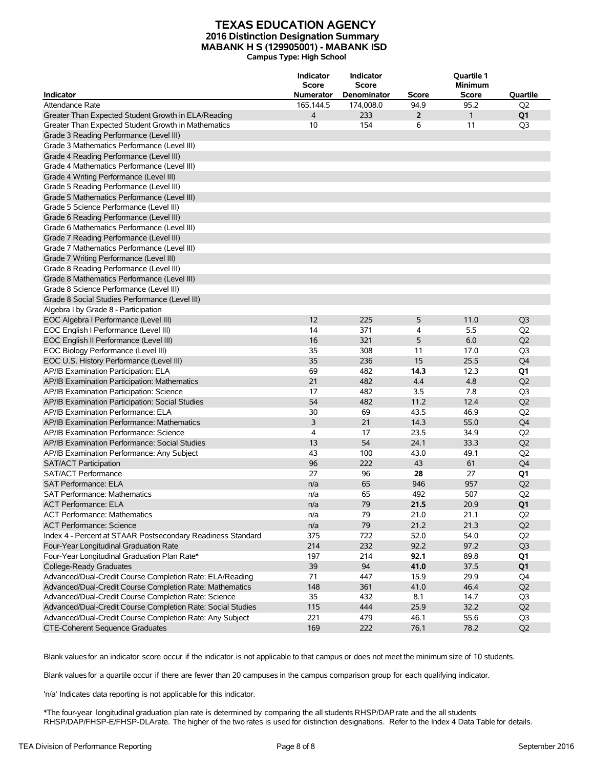# TEXAS EDUCATION AGENCY
## 2016 Distinction Designation Summary
## MABANK H S (129905001) - MABANK ISD
**Campus Type: High School**

| Indicator | Indicator Score Numerator | Indicator Score Denominator | Score | Quartile 1 Minimum Score | Quartile |
|---|---|---|---|---|---|
| Attendance Rate | 165,144.5 | 174,008.0 | 94.9 | 95.2 | Q2 |
| Greater Than Expected Student Growth in ELA/Reading | 4 | 233 | **2** | 1 | **Q1** |
| Greater Than Expected Student Growth in Mathematics | 10 | 154 | 6 | 11 | Q3 |
| Grade 3 Reading Performance (Level III) | | | | | |
| Grade 3 Mathematics Performance (Level III) | | | | | |
| Grade 4 Reading Performance (Level III) | | | | | |
| Grade 4 Mathematics Performance (Level III) | | | | | |
| Grade 4 Writing Performance (Level III) | | | | | |
| Grade 5 Reading Performance (Level III) | | | | | |
| Grade 5 Mathematics Performance (Level III) | | | | | |
| Grade 5 Science Performance (Level III) | | | | | |
| Grade 6 Reading Performance (Level III) | | | | | |
| Grade 6 Mathematics Performance (Level III) | | | | | |
| Grade 7 Reading Performance (Level III) | | | | | |
| Grade 7 Mathematics Performance (Level III) | | | | | |
| Grade 7 Writing Performance (Level III) | | | | | |
| Grade 8 Reading Performance (Level III) | | | | | |
| Grade 8 Mathematics Performance (Level III) | | | | | |
| Grade 8 Science Performance (Level III) | | | | | |
| Grade 8 Social Studies Performance (Level III) | | | | | |
| Algebra I by Grade 8 - Participation | | | | | |
| EOC Algebra I Performance (Level III) | 12 | 225 | 5 | 11.0 | Q3 |
| EOC English I Performance (Level III) | 14 | 371 | 4 | 5.5 | Q2 |
| EOC English II Performance (Level III) | 16 | 321 | 5 | 6.0 | Q2 |
| EOC Biology Performance (Level III) | 35 | 308 | 11 | 17.0 | Q3 |
| EOC U.S. History Performance (Level III) | 35 | 236 | 15 | 25.5 | Q4 |
| AP/IB Examination Participation: ELA | 69 | 482 | **14.3** | 12.3 | **Q1** |
| AP/IB Examination Participation: Mathematics | 21 | 482 | 4.4 | 4.8 | Q2 |
| AP/IB Examination Participation: Science | 17 | 482 | 3.5 | 7.8 | Q3 |
| AP/IB Examination Participation: Social Studies | 54 | 482 | 11.2 | 12.4 | Q2 |
| AP/IB Examination Performance: ELA | 30 | 69 | 43.5 | 46.9 | Q2 |
| AP/IB Examination Performance: Mathematics | 3 | 21 | 14.3 | 55.0 | Q4 |
| AP/IB Examination Performance: Science | 4 | 17 | 23.5 | 34.9 | Q2 |
| AP/IB Examination Performance: Social Studies | 13 | 54 | 24.1 | 33.3 | Q2 |
| AP/IB Examination Performance: Any Subject | 43 | 100 | 43.0 | 49.1 | Q2 |
| SAT/ACT Participation | 96 | 222 | 43 | 61 | Q4 |
| SAT/ACT Performance | 27 | 96 | **28** | 27 | **Q1** |
| SAT Performance: ELA | n/a | 65 | 946 | 957 | Q2 |
| SAT Performance: Mathematics | n/a | 65 | 492 | 507 | Q2 |
| ACT Performance: ELA | n/a | 79 | **21.5** | 20.9 | **Q1** |
| ACT Performance: Mathematics | n/a | 79 | 21.0 | 21.1 | Q2 |
| ACT Performance: Science | n/a | 79 | 21.2 | 21.3 | Q2 |
| Index 4 - Percent at STAAR Postsecondary Readiness Standard | 375 | 722 | 52.0 | 54.0 | Q2 |
| Four-Year Longitudinal Graduation Rate | 214 | 232 | 92.2 | 97.2 | Q3 |
| Four-Year Longitudinal Graduation Plan Rate* | 197 | 214 | **92.1** | 89.8 | **Q1** |
| College-Ready Graduates | 39 | 94 | **41.0** | 37.5 | **Q1** |
| Advanced/Dual-Credit Course Completion Rate: ELA/Reading | 71 | 447 | 15.9 | 29.9 | Q4 |
| Advanced/Dual-Credit Course Completion Rate: Mathematics | 148 | 361 | 41.0 | 46.4 | Q2 |
| Advanced/Dual-Credit Course Completion Rate: Science | 35 | 432 | 8.1 | 14.7 | Q3 |
| Advanced/Dual-Credit Course Completion Rate: Social Studies | 115 | 444 | 25.9 | 32.2 | Q2 |
| Advanced/Dual-Credit Course Completion Rate: Any Subject | 221 | 479 | 46.1 | 55.6 | Q3 |
| CTE-Coherent Sequence Graduates | 169 | 222 | 76.1 | 78.2 | Q2 |

Blank values for an indicator score occur if the indicator is not applicable to that campus or does not meet the minimum size of 10 students.

Blank values for a quartile occur if there are fewer than 20 campuses in the campus comparison group for each qualifying indicator.

'n/a' Indicates data reporting is not applicable for this indicator.

*The four-year longitudinal graduation plan rate is determined by comparing the all students RHSP/DAP rate and the all students RHSP/DAP/FHSP-E/FHSP-DLA rate. The higher of the two rates is used for distinction designations. Refer to the Index 4 Data Table for details.